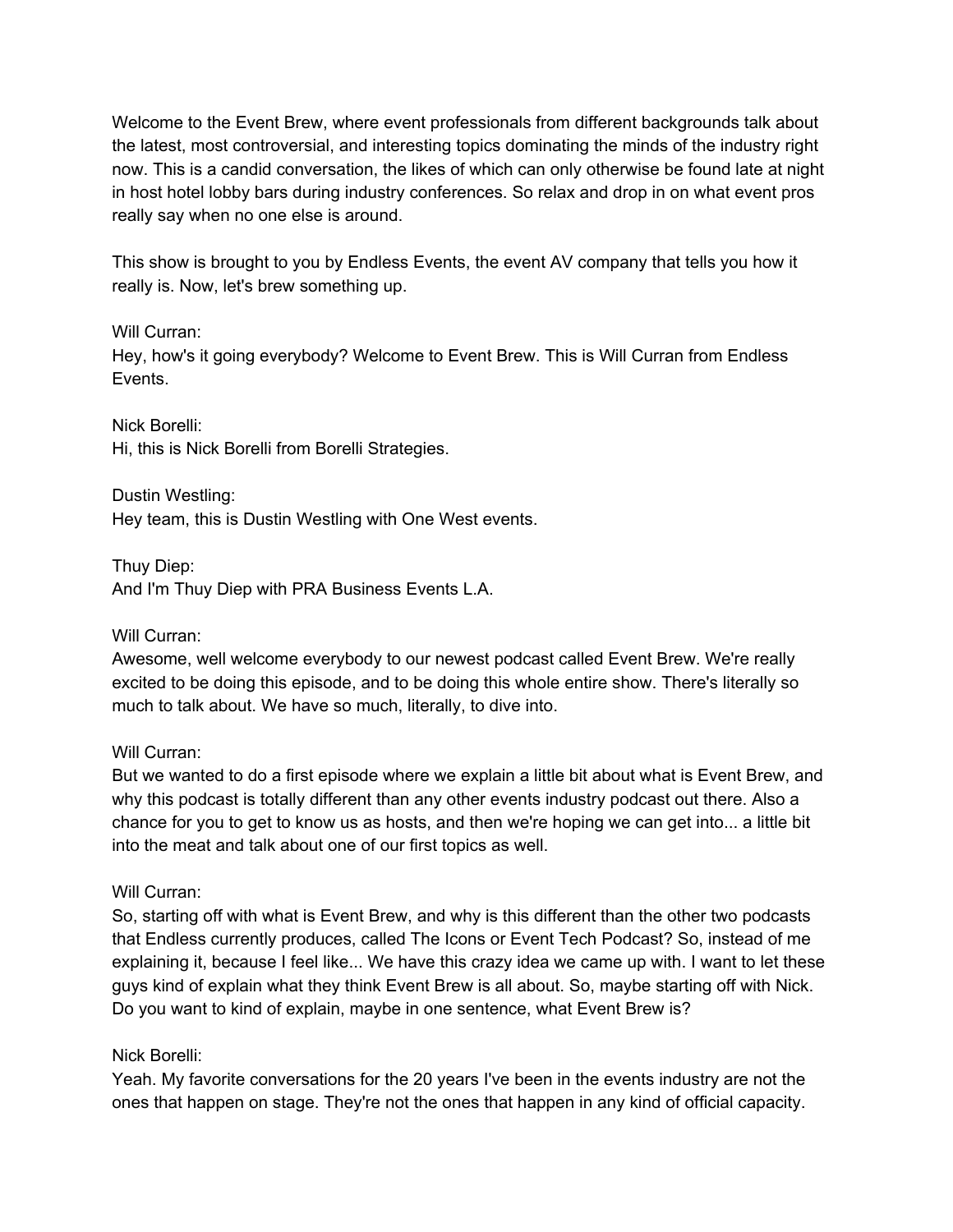Welcome to the Event Brew, where event professionals from different backgrounds talk about the latest, most controversial, and interesting topics dominating the minds of the industry right now. This is a candid conversation, the likes of which can only otherwise be found late at night in host hotel lobby bars during industry conferences. So relax and drop in on what event pros really say when no one else is around.

This show is brought to you by Endless Events, the event AV company that tells you how it really is. Now, let's brew something up.

Will Curran:
Hey, how's it going everybody? Welcome to Event Brew. This is Will Curran from Endless Events.

Nick Borelli:
Hi, this is Nick Borelli from Borelli Strategies.

Dustin Westling:
Hey team, this is Dustin Westling with One West events.

Thuy Diep:
And I'm Thuy Diep with PRA Business Events L.A.

Will Curran:
Awesome, well welcome everybody to our newest podcast called Event Brew. We're really excited to be doing this episode, and to be doing this whole entire show. There's literally so much to talk about. We have so much, literally, to dive into.

Will Curran:
But we wanted to do a first episode where we explain a little bit about what is Event Brew, and why this podcast is totally different than any other events industry podcast out there. Also a chance for you to get to know us as hosts, and then we're hoping we can get into... a little bit into the meat and talk about one of our first topics as well.

Will Curran:
So, starting off with what is Event Brew, and why is this different than the other two podcasts that Endless currently produces, called The Icons or Event Tech Podcast? So, instead of me explaining it, because I feel like... We have this crazy idea we came up with. I want to let these guys kind of explain what they think Event Brew is all about. So, maybe starting off with Nick. Do you want to kind of explain, maybe in one sentence, what Event Brew is?

Nick Borelli:
Yeah. My favorite conversations for the 20 years I've been in the events industry are not the ones that happen on stage. They're not the ones that happen in any kind of official capacity.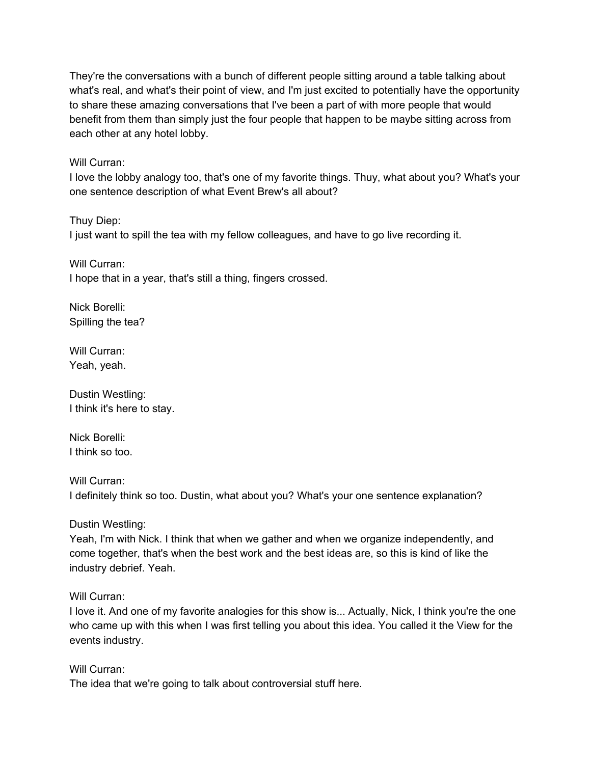They're the conversations with a bunch of different people sitting around a table talking about what's real, and what's their point of view, and I'm just excited to potentially have the opportunity to share these amazing conversations that I've been a part of with more people that would benefit from them than simply just the four people that happen to be maybe sitting across from each other at any hotel lobby.

Will Curran:
I love the lobby analogy too, that's one of my favorite things. Thuy, what about you? What's your one sentence description of what Event Brew's all about?

Thuy Diep:
I just want to spill the tea with my fellow colleagues, and have to go live recording it.

Will Curran:
I hope that in a year, that's still a thing, fingers crossed.

Nick Borelli:
Spilling the tea?

Will Curran:
Yeah, yeah.

Dustin Westling:
I think it's here to stay.

Nick Borelli:
I think so too.

Will Curran:
I definitely think so too. Dustin, what about you? What's your one sentence explanation?

Dustin Westling:
Yeah, I'm with Nick. I think that when we gather and when we organize independently, and come together, that's when the best work and the best ideas are, so this is kind of like the industry debrief. Yeah.

Will Curran:
I love it. And one of my favorite analogies for this show is... Actually, Nick, I think you're the one who came up with this when I was first telling you about this idea. You called it the View for the events industry.

Will Curran:
The idea that we're going to talk about controversial stuff here.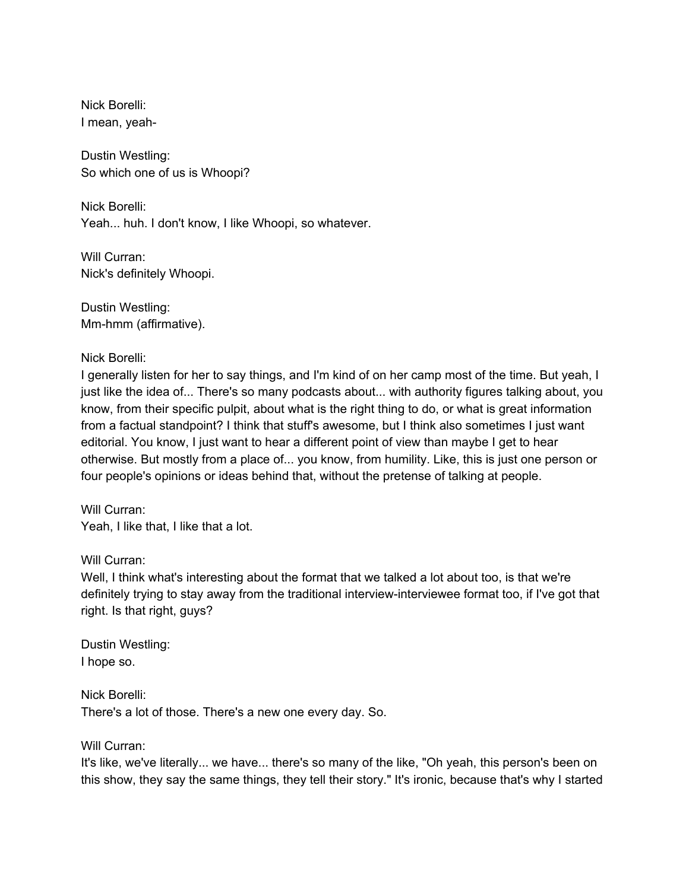Nick Borelli:
I mean, yeah-

Dustin Westling:
So which one of us is Whoopi?

Nick Borelli:
Yeah... huh. I don't know, I like Whoopi, so whatever.

Will Curran:
Nick's definitely Whoopi.

Dustin Westling:
Mm-hmm (affirmative).

Nick Borelli:
I generally listen for her to say things, and I'm kind of on her camp most of the time. But yeah, I just like the idea of... There's so many podcasts about... with authority figures talking about, you know, from their specific pulpit, about what is the right thing to do, or what is great information from a factual standpoint? I think that stuff's awesome, but I think also sometimes I just want editorial. You know, I just want to hear a different point of view than maybe I get to hear otherwise. But mostly from a place of... you know, from humility. Like, this is just one person or four people's opinions or ideas behind that, without the pretense of talking at people.

Will Curran:
Yeah, I like that, I like that a lot.

Will Curran:
Well, I think what's interesting about the format that we talked a lot about too, is that we're definitely trying to stay away from the traditional interview-interviewee format too, if I've got that right. Is that right, guys?

Dustin Westling:
I hope so.

Nick Borelli:
There's a lot of those. There's a new one every day. So.

Will Curran:
It's like, we've literally... we have... there's so many of the like, "Oh yeah, this person's been on this show, they say the same things, they tell their story." It's ironic, because that's why I started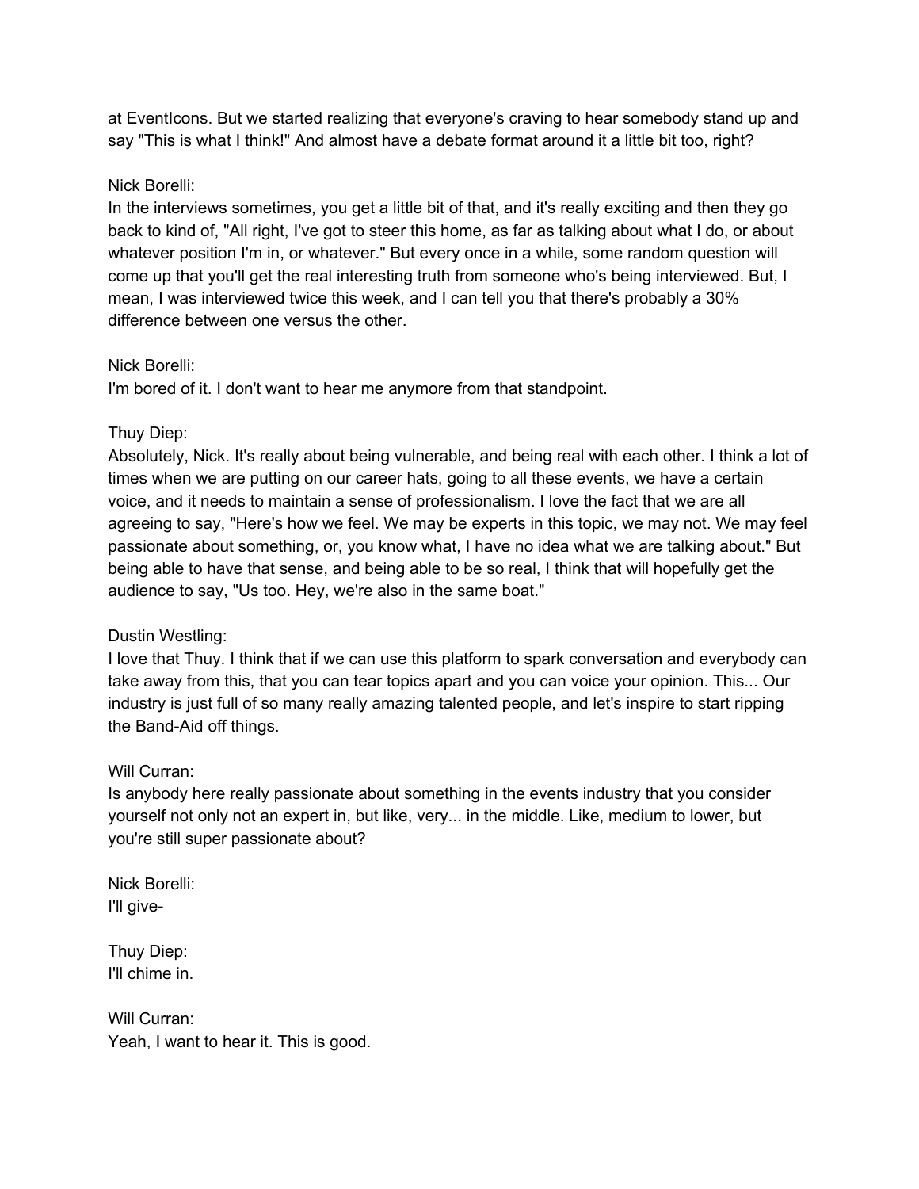at EventIcons. But we started realizing that everyone's craving to hear somebody stand up and say "This is what I think!" And almost have a debate format around it a little bit too, right?

Nick Borelli:
In the interviews sometimes, you get a little bit of that, and it's really exciting and then they go back to kind of, "All right, I've got to steer this home, as far as talking about what I do, or about whatever position I'm in, or whatever." But every once in a while, some random question will come up that you'll get the real interesting truth from someone who's being interviewed. But, I mean, I was interviewed twice this week, and I can tell you that there's probably a 30% difference between one versus the other.

Nick Borelli:
I'm bored of it. I don't want to hear me anymore from that standpoint.

Thuy Diep:
Absolutely, Nick. It's really about being vulnerable, and being real with each other. I think a lot of times when we are putting on our career hats, going to all these events, we have a certain voice, and it needs to maintain a sense of professionalism. I love the fact that we are all agreeing to say, "Here's how we feel. We may be experts in this topic, we may not. We may feel passionate about something, or, you know what, I have no idea what we are talking about." But being able to have that sense, and being able to be so real, I think that will hopefully get the audience to say, "Us too. Hey, we're also in the same boat."

Dustin Westling:
I love that Thuy. I think that if we can use this platform to spark conversation and everybody can take away from this, that you can tear topics apart and you can voice your opinion. This... Our industry is just full of so many really amazing talented people, and let's inspire to start ripping the Band-Aid off things.

Will Curran:
Is anybody here really passionate about something in the events industry that you consider yourself not only not an expert in, but like, very... in the middle. Like, medium to lower, but you're still super passionate about?

Nick Borelli:
I'll give-

Thuy Diep:
I'll chime in.

Will Curran:
Yeah, I want to hear it. This is good.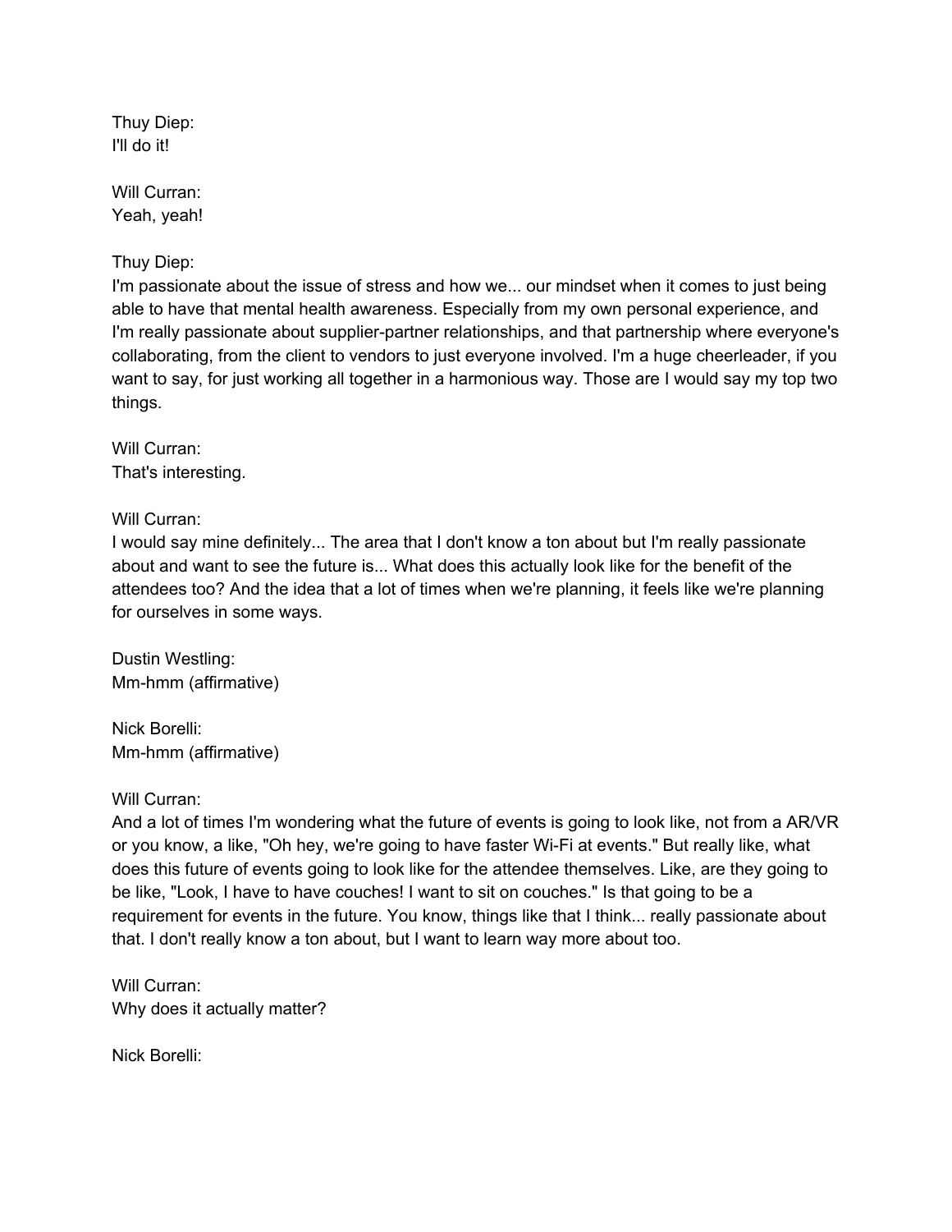Thuy Diep:
I'll do it!

Will Curran:
Yeah, yeah!

Thuy Diep:
I'm passionate about the issue of stress and how we... our mindset when it comes to just being able to have that mental health awareness. Especially from my own personal experience, and I'm really passionate about supplier-partner relationships, and that partnership where everyone's collaborating, from the client to vendors to just everyone involved. I'm a huge cheerleader, if you want to say, for just working all together in a harmonious way. Those are I would say my top two things.

Will Curran:
That's interesting.

Will Curran:
I would say mine definitely... The area that I don't know a ton about but I'm really passionate about and want to see the future is... What does this actually look like for the benefit of the attendees too? And the idea that a lot of times when we're planning, it feels like we're planning for ourselves in some ways.

Dustin Westling:
Mm-hmm (affirmative)

Nick Borelli:
Mm-hmm (affirmative)

Will Curran:
And a lot of times I'm wondering what the future of events is going to look like, not from a AR/VR or you know, a like, "Oh hey, we're going to have faster Wi-Fi at events." But really like, what does this future of events going to look like for the attendee themselves. Like, are they going to be like, "Look, I have to have couches! I want to sit on couches." Is that going to be a requirement for events in the future. You know, things like that I think... really passionate about that. I don't really know a ton about, but I want to learn way more about too.

Will Curran:
Why does it actually matter?

Nick Borelli: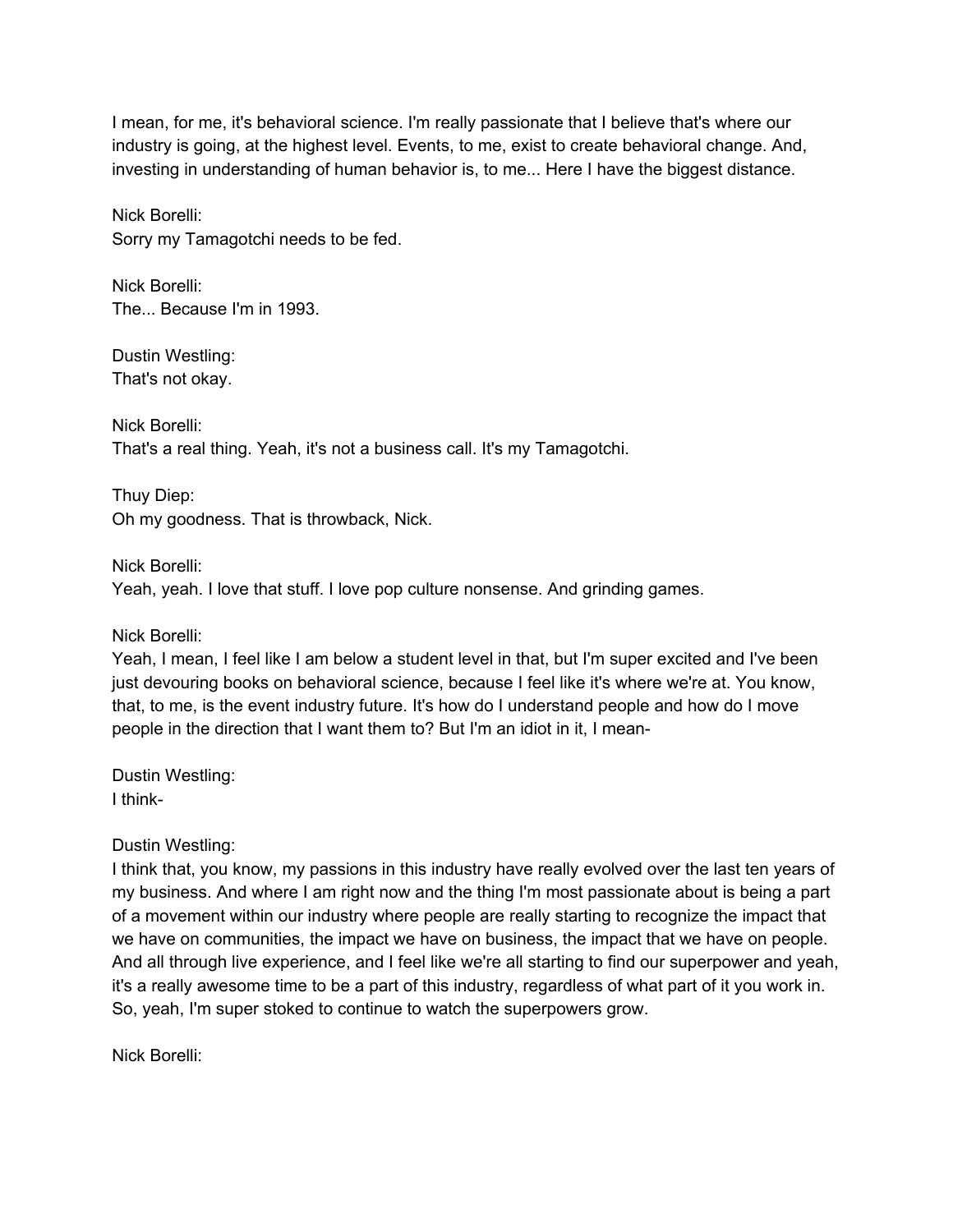I mean, for me, it's behavioral science. I'm really passionate that I believe that's where our industry is going, at the highest level. Events, to me, exist to create behavioral change. And, investing in understanding of human behavior is, to me... Here I have the biggest distance.

Nick Borelli:
Sorry my Tamagotchi needs to be fed.

Nick Borelli:
The... Because I'm in 1993.

Dustin Westling:
That's not okay.

Nick Borelli:
That's a real thing. Yeah, it's not a business call. It's my Tamagotchi.

Thuy Diep:
Oh my goodness. That is throwback, Nick.

Nick Borelli:
Yeah, yeah. I love that stuff. I love pop culture nonsense. And grinding games.

Nick Borelli:
Yeah, I mean, I feel like I am below a student level in that, but I'm super excited and I've been just devouring books on behavioral science, because I feel like it's where we're at. You know, that, to me, is the event industry future. It's how do I understand people and how do I move people in the direction that I want them to? But I'm an idiot in it, I mean-

Dustin Westling:
I think-

Dustin Westling:
I think that, you know, my passions in this industry have really evolved over the last ten years of my business. And where I am right now and the thing I'm most passionate about is being a part of a movement within our industry where people are really starting to recognize the impact that we have on communities, the impact we have on business, the impact that we have on people. And all through live experience, and I feel like we're all starting to find our superpower and yeah, it's a really awesome time to be a part of this industry, regardless of what part of it you work in. So, yeah, I'm super stoked to continue to watch the superpowers grow.

Nick Borelli: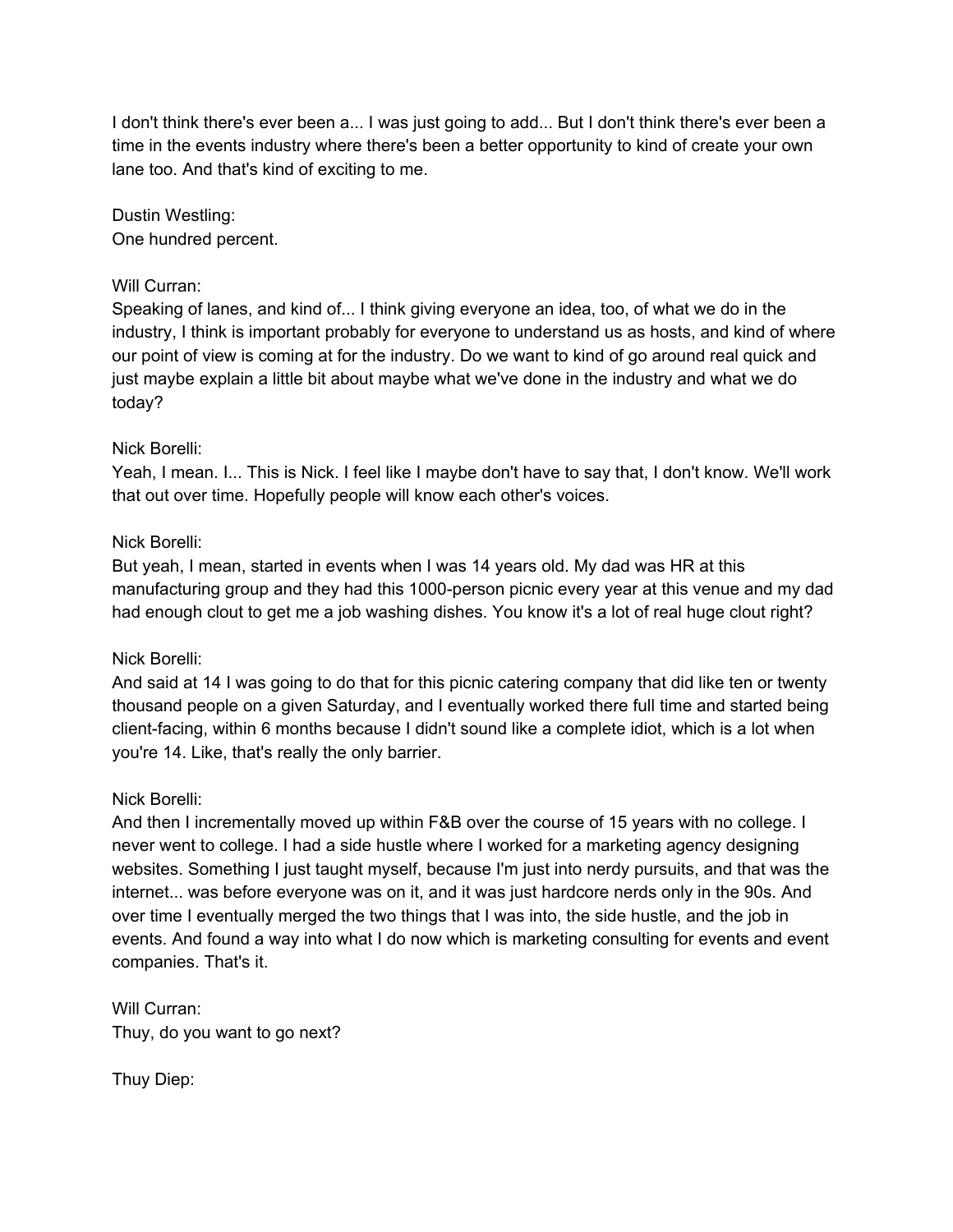I don't think there's ever been a... I was just going to add... But I don't think there's ever been a time in the events industry where there's been a better opportunity to kind of create your own lane too. And that's kind of exciting to me.

Dustin Westling:
One hundred percent.

Will Curran:
Speaking of lanes, and kind of... I think giving everyone an idea, too, of what we do in the industry, I think is important probably for everyone to understand us as hosts, and kind of where our point of view is coming at for the industry. Do we want to kind of go around real quick and just maybe explain a little bit about maybe what we've done in the industry and what we do today?

Nick Borelli:
Yeah, I mean. I... This is Nick. I feel like I maybe don't have to say that, I don't know. We'll work that out over time. Hopefully people will know each other's voices.

Nick Borelli:
But yeah, I mean, started in events when I was 14 years old. My dad was HR at this manufacturing group and they had this 1000-person picnic every year at this venue and my dad had enough clout to get me a job washing dishes. You know it's a lot of real huge clout right?

Nick Borelli:
And said at 14 I was going to do that for this picnic catering company that did like ten or twenty thousand people on a given Saturday, and I eventually worked there full time and started being client-facing, within 6 months because I didn't sound like a complete idiot, which is a lot when you're 14. Like, that's really the only barrier.

Nick Borelli:
And then I incrementally moved up within F&B over the course of 15 years with no college. I never went to college. I had a side hustle where I worked for a marketing agency designing websites. Something I just taught myself, because I'm just into nerdy pursuits, and that was the internet... was before everyone was on it, and it was just hardcore nerds only in the 90s. And over time I eventually merged the two things that I was into, the side hustle, and the job in events. And found a way into what I do now which is marketing consulting for events and event companies. That's it.

Will Curran:
Thuy, do you want to go next?

Thuy Diep: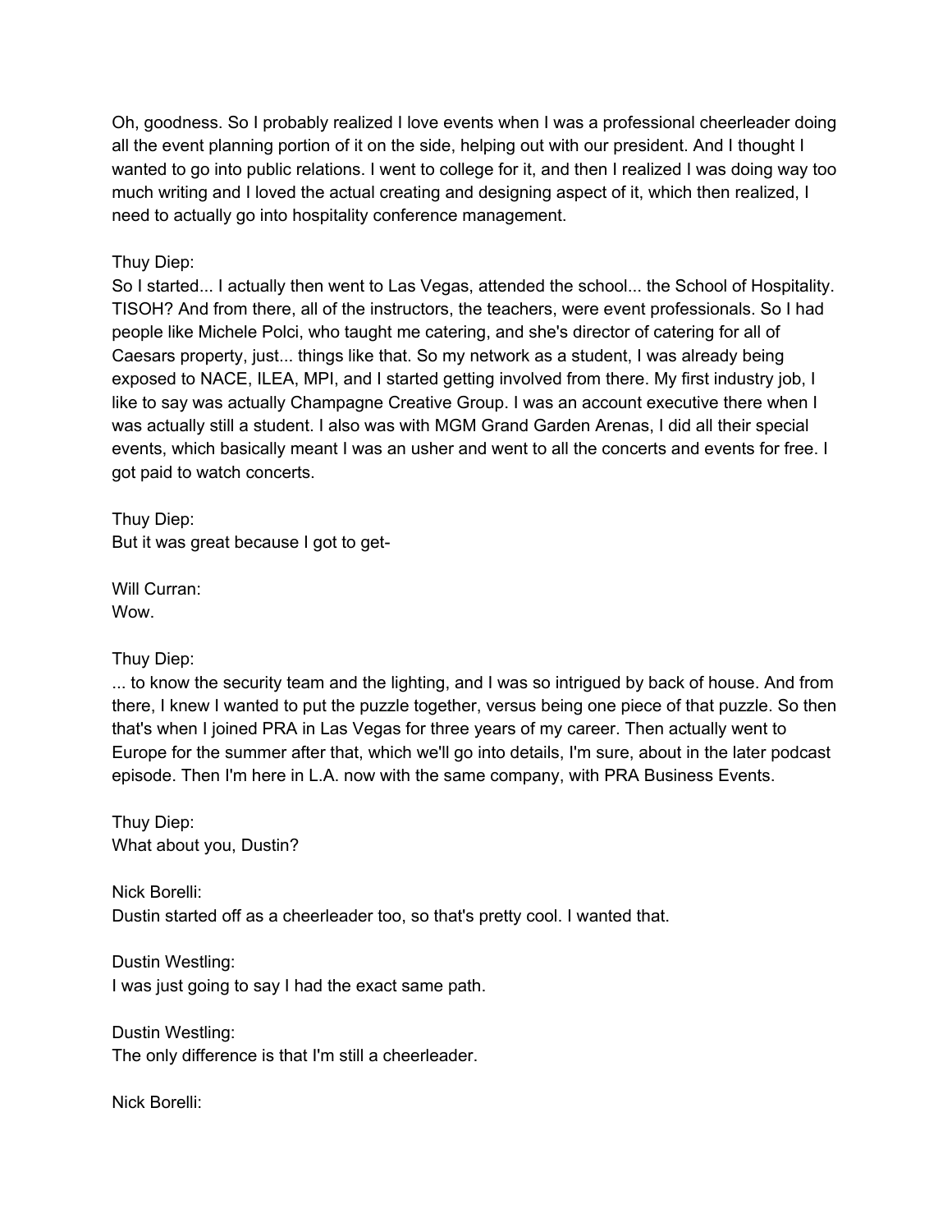Oh, goodness. So I probably realized I love events when I was a professional cheerleader doing all the event planning portion of it on the side, helping out with our president. And I thought I wanted to go into public relations. I went to college for it, and then I realized I was doing way too much writing and I loved the actual creating and designing aspect of it, which then realized, I need to actually go into hospitality conference management.

Thuy Diep:
So I started... I actually then went to Las Vegas, attended the school... the School of Hospitality. TISOH? And from there, all of the instructors, the teachers, were event professionals. So I had people like Michele Polci, who taught me catering, and she's director of catering for all of Caesars property, just... things like that. So my network as a student, I was already being exposed to NACE, ILEA, MPI, and I started getting involved from there. My first industry job, I like to say was actually Champagne Creative Group. I was an account executive there when I was actually still a student. I also was with MGM Grand Garden Arenas, I did all their special events, which basically meant I was an usher and went to all the concerts and events for free. I got paid to watch concerts.

Thuy Diep:
But it was great because I got to get-

Will Curran:
Wow.

Thuy Diep:
... to know the security team and the lighting, and I was so intrigued by back of house. And from there, I knew I wanted to put the puzzle together, versus being one piece of that puzzle. So then that's when I joined PRA in Las Vegas for three years of my career. Then actually went to Europe for the summer after that, which we'll go into details, I'm sure, about in the later podcast episode. Then I'm here in L.A. now with the same company, with PRA Business Events.

Thuy Diep:
What about you, Dustin?

Nick Borelli:
Dustin started off as a cheerleader too, so that's pretty cool. I wanted that.

Dustin Westling:
I was just going to say I had the exact same path.

Dustin Westling:
The only difference is that I'm still a cheerleader.

Nick Borelli: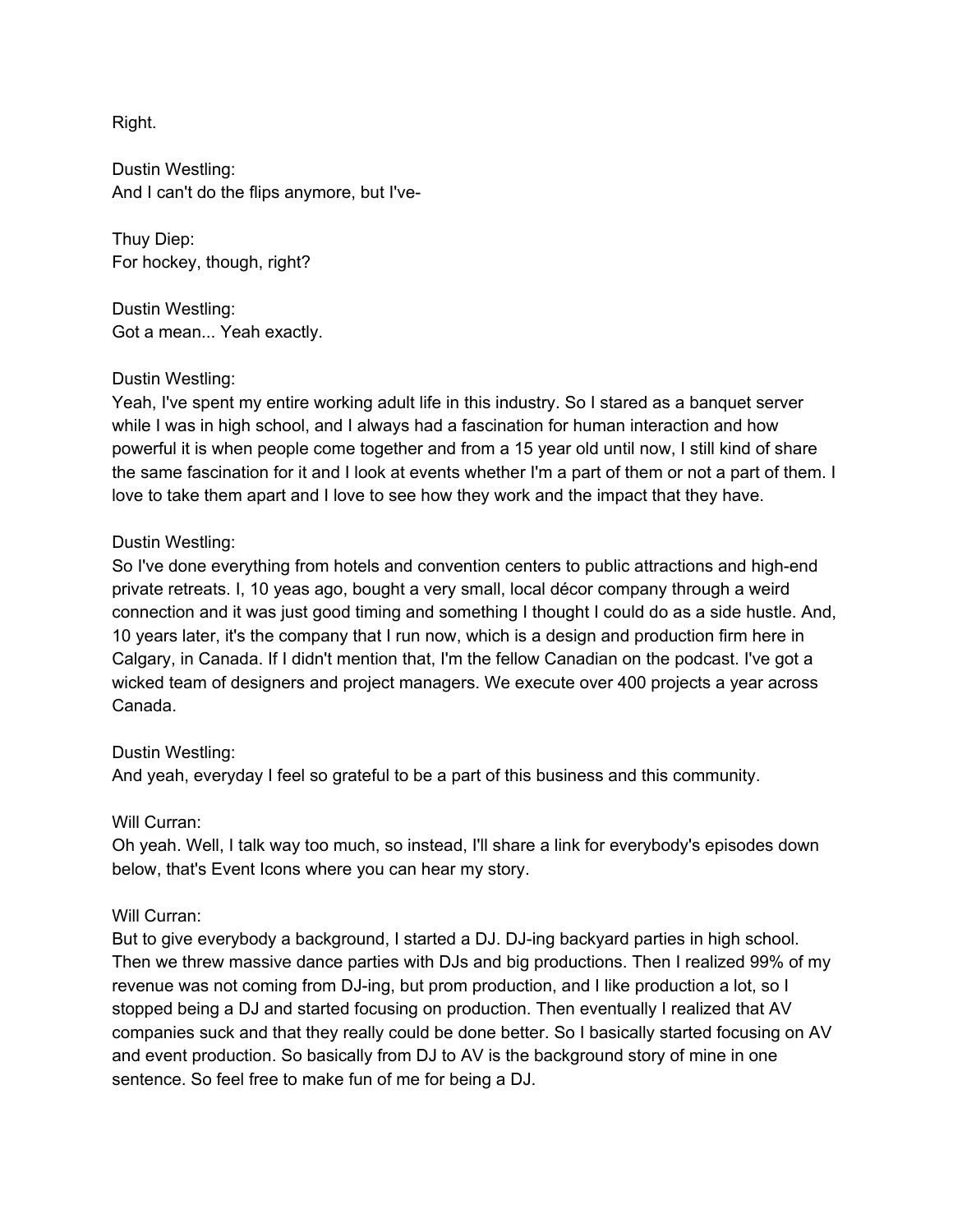Right.

Dustin Westling:
And I can't do the flips anymore, but I've-

Thuy Diep:
For hockey, though, right?

Dustin Westling:
Got a mean... Yeah exactly.

Dustin Westling:
Yeah, I've spent my entire working adult life in this industry. So I stared as a banquet server while I was in high school, and I always had a fascination for human interaction and how powerful it is when people come together and from a 15 year old until now, I still kind of share the same fascination for it and I look at events whether I'm a part of them or not a part of them. I love to take them apart and I love to see how they work and the impact that they have.

Dustin Westling:
So I've done everything from hotels and convention centers to public attractions and high-end private retreats. I, 10 yeas ago, bought a very small, local décor company through a weird connection and it was just good timing and something I thought I could do as a side hustle. And, 10 years later, it's the company that I run now, which is a design and production firm here in Calgary, in Canada. If I didn't mention that, I'm the fellow Canadian on the podcast. I've got a wicked team of designers and project managers. We execute over 400 projects a year across Canada.

Dustin Westling:
And yeah, everyday I feel so grateful to be a part of this business and this community.

Will Curran:
Oh yeah. Well, I talk way too much, so instead, I'll share a link for everybody's episodes down below, that's Event Icons where you can hear my story.

Will Curran:
But to give everybody a background, I started a DJ. DJ-ing backyard parties in high school. Then we threw massive dance parties with DJs and big productions. Then I realized 99% of my revenue was not coming from DJ-ing, but prom production, and I like production a lot, so I stopped being a DJ and started focusing on production. Then eventually I realized that AV companies suck and that they really could be done better. So I basically started focusing on AV and event production. So basically from DJ to AV is the background story of mine in one sentence. So feel free to make fun of me for being a DJ.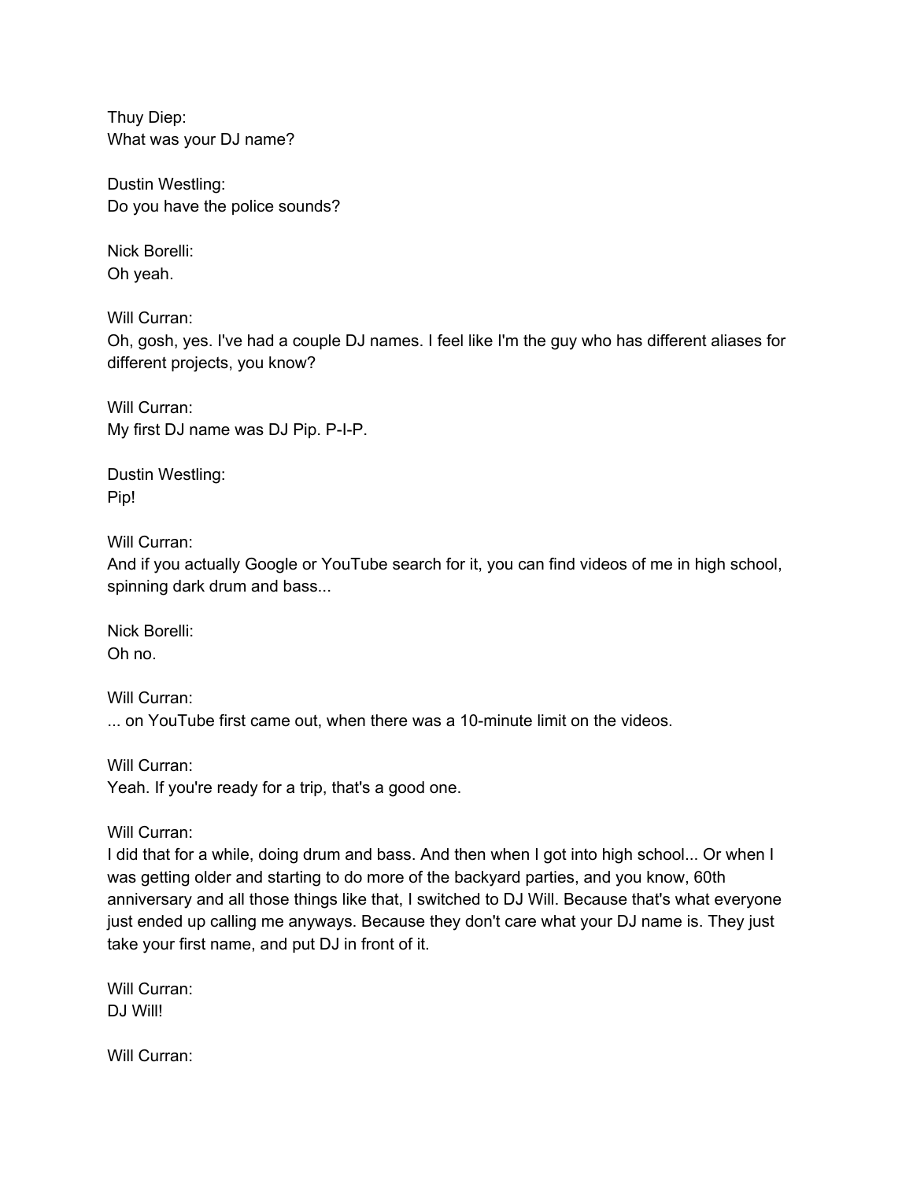Thuy Diep:
What was your DJ name?

Dustin Westling:
Do you have the police sounds?

Nick Borelli:
Oh yeah.

Will Curran:
Oh, gosh, yes. I've had a couple DJ names. I feel like I'm the guy who has different aliases for different projects, you know?

Will Curran:
My first DJ name was DJ Pip. P-I-P.

Dustin Westling:
Pip!

Will Curran:
And if you actually Google or YouTube search for it, you can find videos of me in high school, spinning dark drum and bass...

Nick Borelli:
Oh no.

Will Curran:
... on YouTube first came out, when there was a 10-minute limit on the videos.

Will Curran:
Yeah. If you're ready for a trip, that's a good one.

Will Curran:
I did that for a while, doing drum and bass. And then when I got into high school... Or when I was getting older and starting to do more of the backyard parties, and you know, 60th anniversary and all those things like that, I switched to DJ Will. Because that's what everyone just ended up calling me anyways. Because they don't care what your DJ name is. They just take your first name, and put DJ in front of it.

Will Curran:
DJ Will!

Will Curran: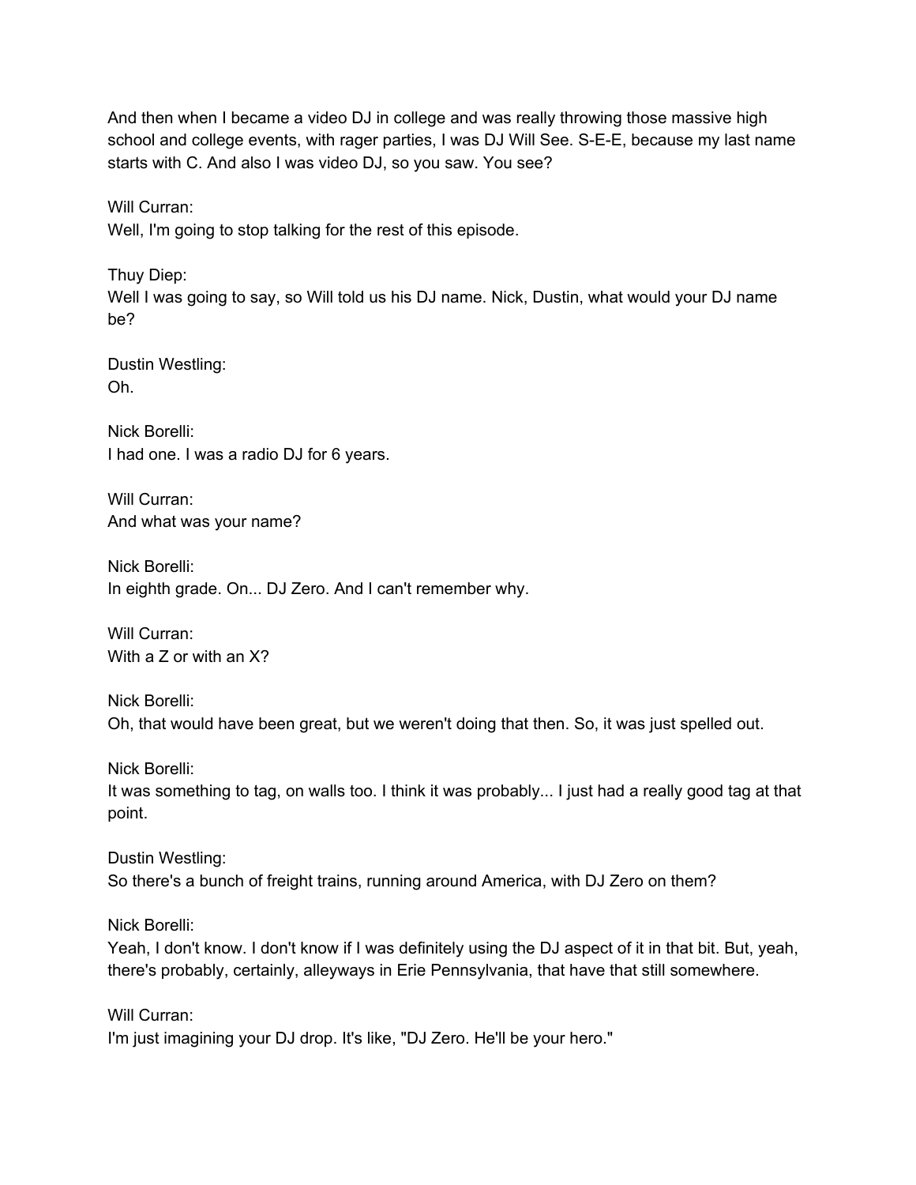And then when I became a video DJ in college and was really throwing those massive high school and college events, with rager parties, I was DJ Will See. S-E-E, because my last name starts with C. And also I was video DJ, so you saw. You see?

Will Curran:
Well, I'm going to stop talking for the rest of this episode.

Thuy Diep:
Well I was going to say, so Will told us his DJ name. Nick, Dustin, what would your DJ name be?

Dustin Westling:
Oh.

Nick Borelli:
I had one. I was a radio DJ for 6 years.

Will Curran:
And what was your name?

Nick Borelli:
In eighth grade. On... DJ Zero. And I can't remember why.

Will Curran:
With a Z or with an X?

Nick Borelli:
Oh, that would have been great, but we weren't doing that then. So, it was just spelled out.

Nick Borelli:
It was something to tag, on walls too. I think it was probably... I just had a really good tag at that point.

Dustin Westling:
So there's a bunch of freight trains, running around America, with DJ Zero on them?

Nick Borelli:
Yeah, I don't know. I don't know if I was definitely using the DJ aspect of it in that bit. But, yeah, there's probably, certainly, alleyways in Erie Pennsylvania, that have that still somewhere.

Will Curran:
I'm just imagining your DJ drop. It's like, "DJ Zero. He'll be your hero."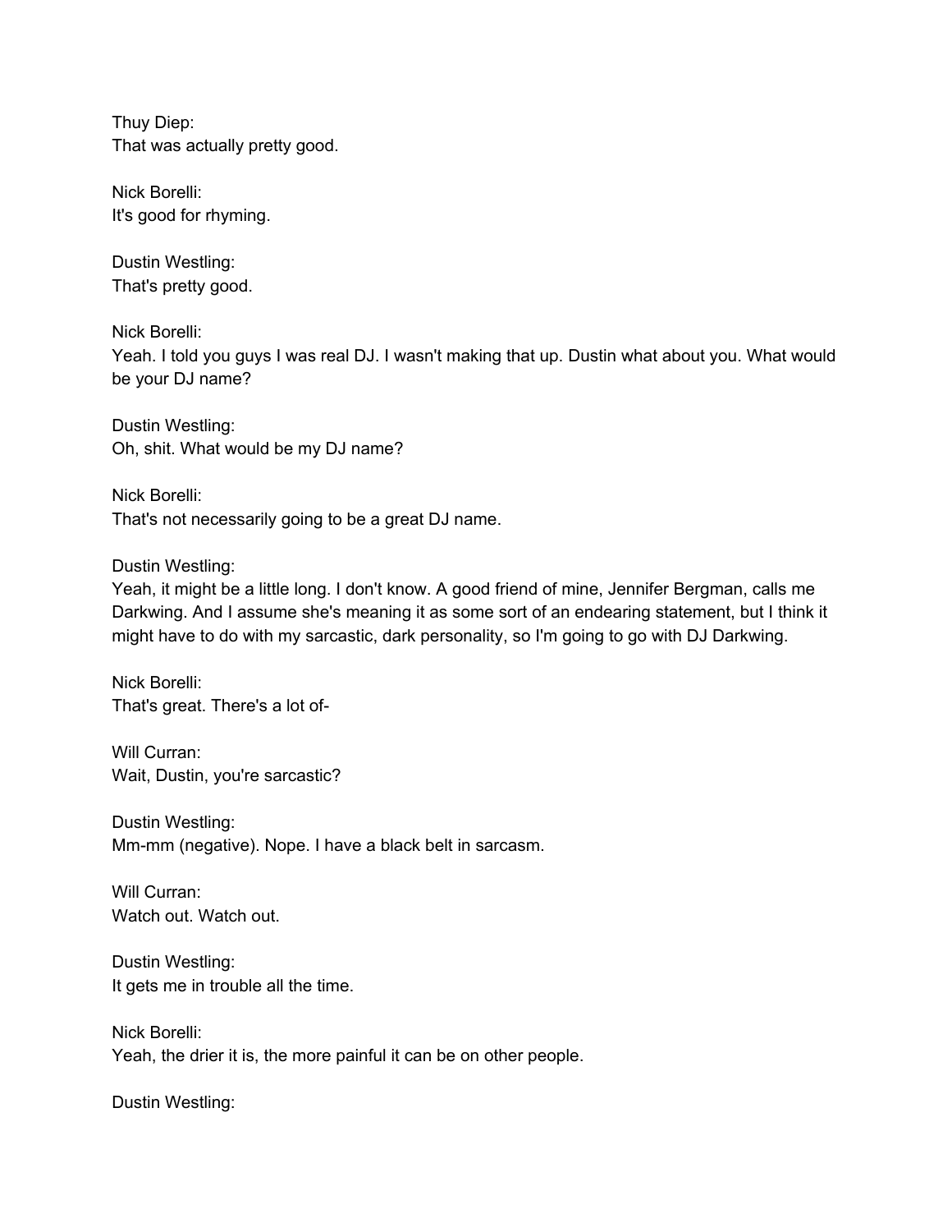Thuy Diep:
That was actually pretty good.

Nick Borelli:
It's good for rhyming.

Dustin Westling:
That's pretty good.

Nick Borelli:
Yeah. I told you guys I was real DJ. I wasn't making that up. Dustin what about you. What would be your DJ name?

Dustin Westling:
Oh, shit. What would be my DJ name?

Nick Borelli:
That's not necessarily going to be a great DJ name.

Dustin Westling:
Yeah, it might be a little long. I don't know. A good friend of mine, Jennifer Bergman, calls me Darkwing. And I assume she's meaning it as some sort of an endearing statement, but I think it might have to do with my sarcastic, dark personality, so I'm going to go with DJ Darkwing.

Nick Borelli:
That's great. There's a lot of-

Will Curran:
Wait, Dustin, you're sarcastic?

Dustin Westling:
Mm-mm (negative). Nope. I have a black belt in sarcasm.

Will Curran:
Watch out. Watch out.

Dustin Westling:
It gets me in trouble all the time.

Nick Borelli:
Yeah, the drier it is, the more painful it can be on other people.

Dustin Westling: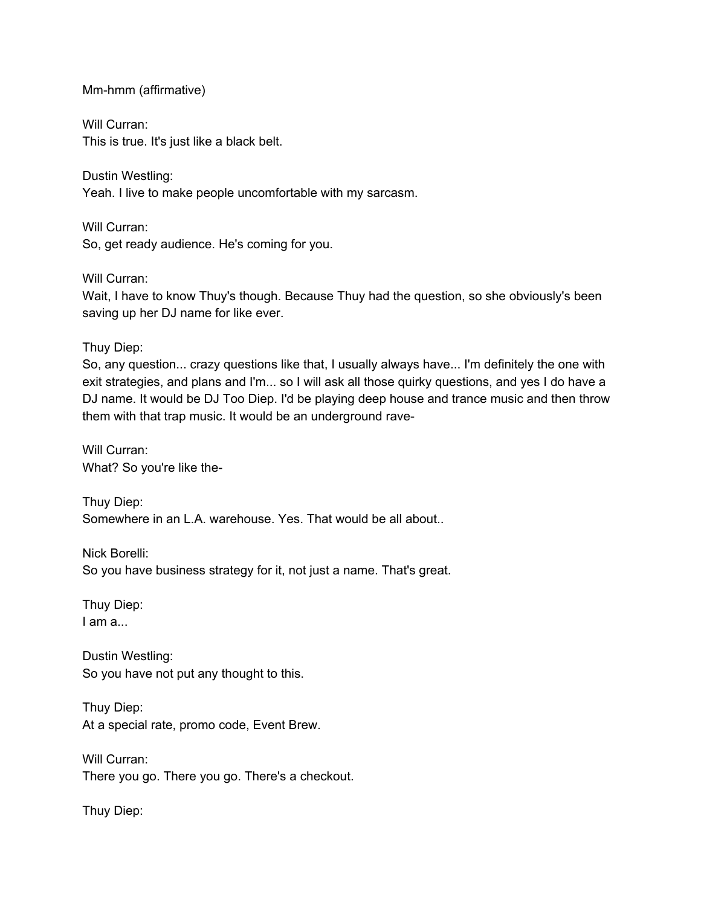Mm-hmm (affirmative)

Will Curran:
This is true. It's just like a black belt.

Dustin Westling:
Yeah. I live to make people uncomfortable with my sarcasm.

Will Curran:
So, get ready audience. He's coming for you.

Will Curran:
Wait, I have to know Thuy's though. Because Thuy had the question, so she obviously's been saving up her DJ name for like ever.

Thuy Diep:
So, any question... crazy questions like that, I usually always have... I'm definitely the one with exit strategies, and plans and I'm... so I will ask all those quirky questions, and yes I do have a DJ name. It would be DJ Too Diep. I'd be playing deep house and trance music and then throw them with that trap music. It would be an underground rave-

Will Curran:
What? So you're like the-

Thuy Diep:
Somewhere in an L.A. warehouse. Yes. That would be all about..

Nick Borelli:
So you have business strategy for it, not just a name. That's great.

Thuy Diep:
I am a...

Dustin Westling:
So you have not put any thought to this.

Thuy Diep:
At a special rate, promo code, Event Brew.

Will Curran:
There you go. There you go. There's a checkout.

Thuy Diep: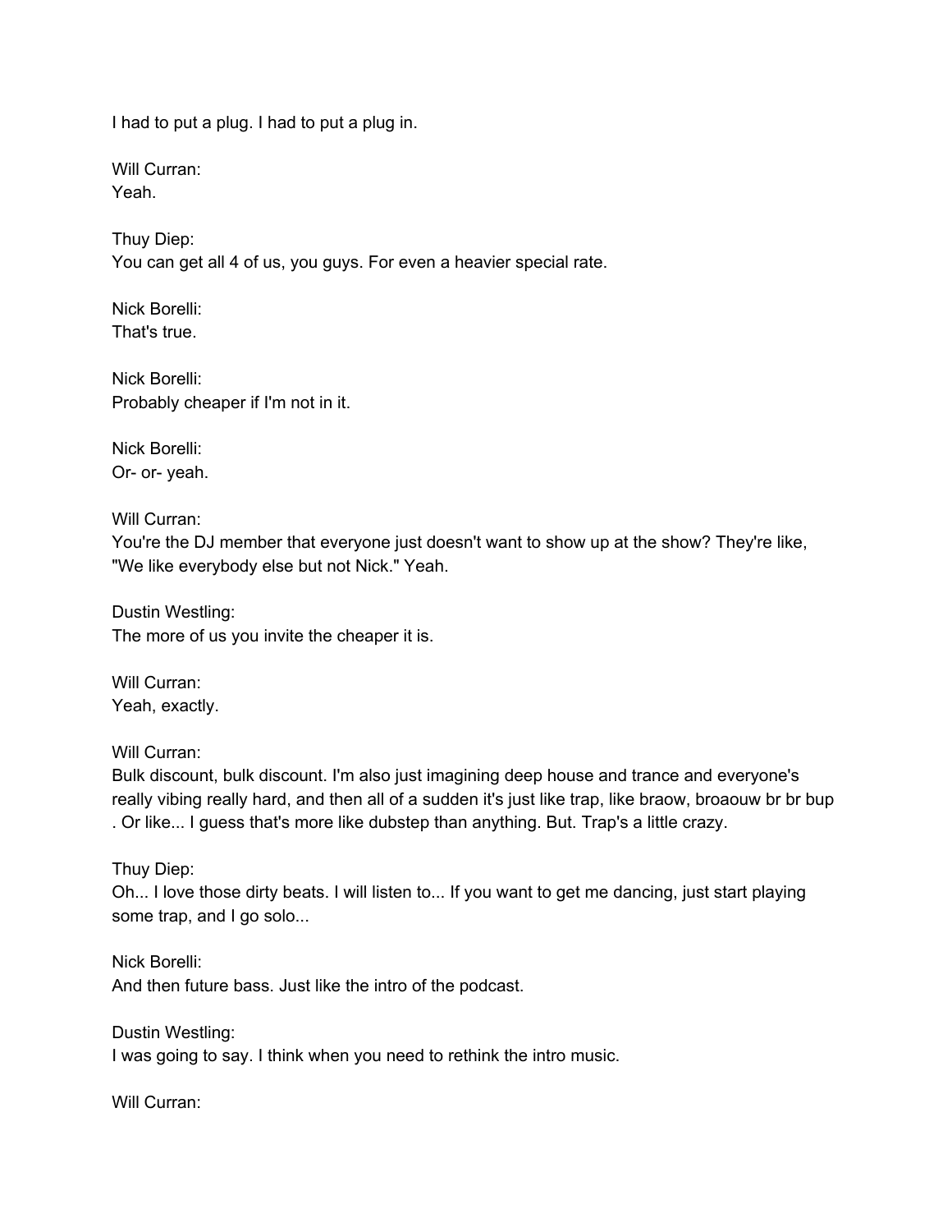I had to put a plug. I had to put a plug in.

Will Curran:
Yeah.

Thuy Diep:
You can get all 4 of us, you guys. For even a heavier special rate.

Nick Borelli:
That's true.

Nick Borelli:
Probably cheaper if I'm not in it.

Nick Borelli:
Or- or- yeah.

Will Curran:
You're the DJ member that everyone just doesn't want to show up at the show? They're like, "We like everybody else but not Nick." Yeah.

Dustin Westling:
The more of us you invite the cheaper it is.

Will Curran:
Yeah, exactly.

Will Curran:
Bulk discount, bulk discount. I'm also just imagining deep house and trance and everyone's really vibing really hard, and then all of a sudden it's just like trap, like braow, broaouw br br bup . Or like... I guess that's more like dubstep than anything. But. Trap's a little crazy.

Thuy Diep:
Oh... I love those dirty beats. I will listen to... If you want to get me dancing, just start playing some trap, and I go solo...

Nick Borelli:
And then future bass. Just like the intro of the podcast.

Dustin Westling:
I was going to say. I think when you need to rethink the intro music.

Will Curran: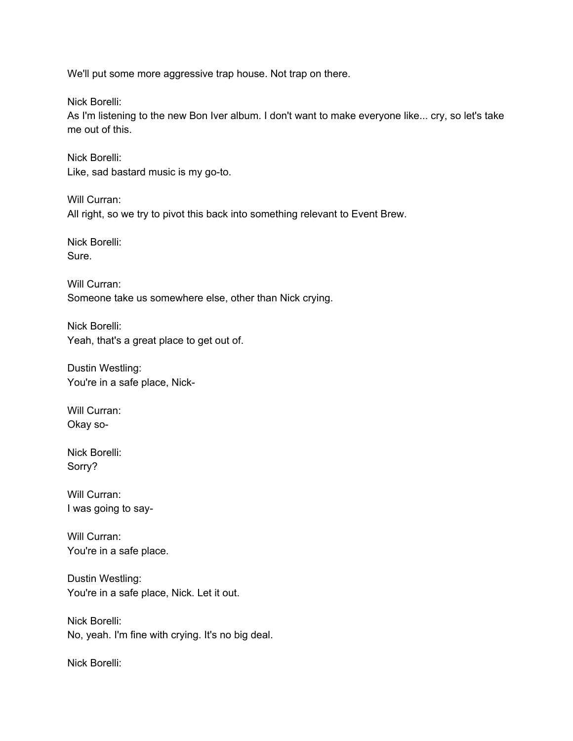We'll put some more aggressive trap house. Not trap on there.

Nick Borelli:
As I'm listening to the new Bon Iver album. I don't want to make everyone like... cry, so let's take me out of this.

Nick Borelli:
Like, sad bastard music is my go-to.

Will Curran:
All right, so we try to pivot this back into something relevant to Event Brew.

Nick Borelli:
Sure.

Will Curran:
Someone take us somewhere else, other than Nick crying.

Nick Borelli:
Yeah, that's a great place to get out of.

Dustin Westling:
You're in a safe place, Nick-

Will Curran:
Okay so-

Nick Borelli:
Sorry?

Will Curran:
I was going to say-

Will Curran:
You're in a safe place.

Dustin Westling:
You're in a safe place, Nick. Let it out.

Nick Borelli:
No, yeah. I'm fine with crying. It's no big deal.

Nick Borelli: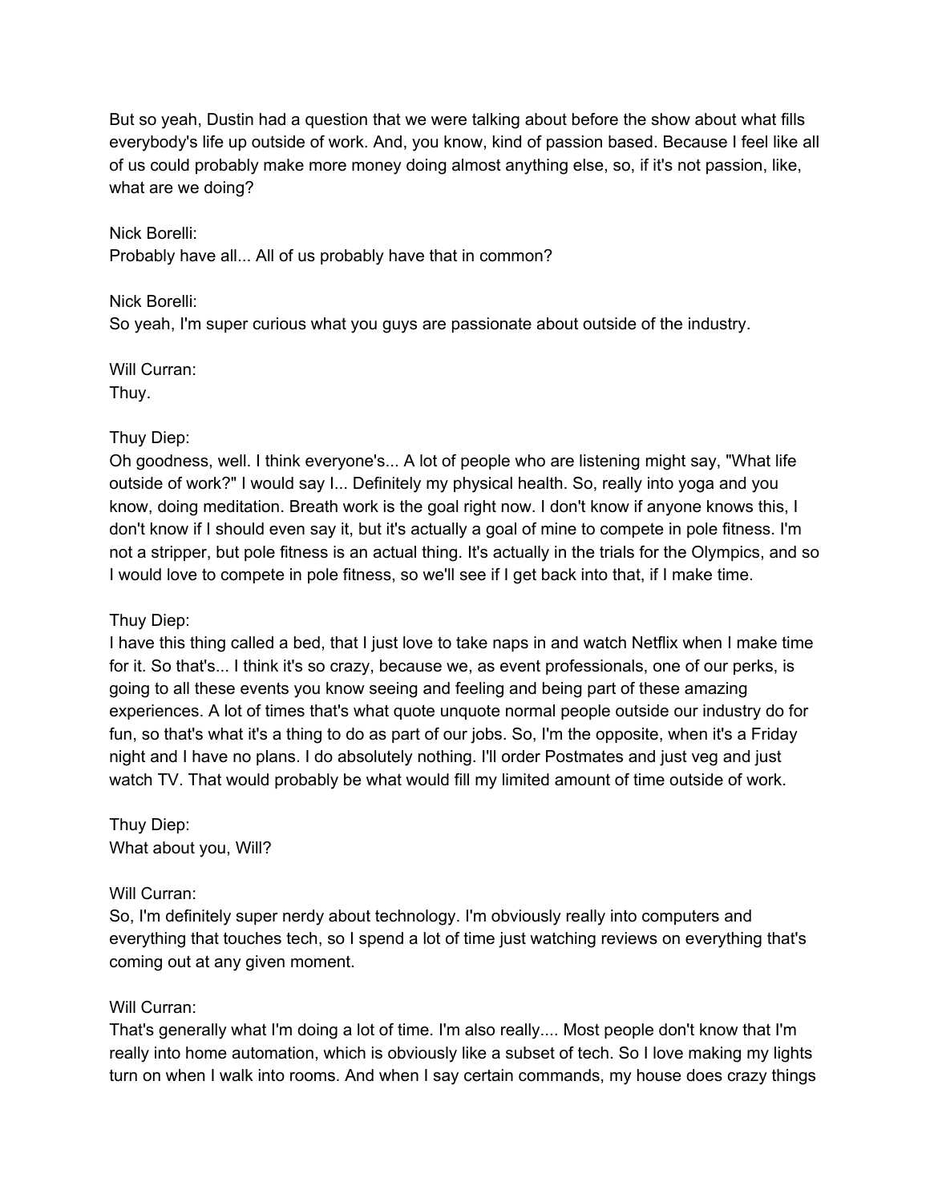But so yeah, Dustin had a question that we were talking about before the show about what fills everybody's life up outside of work. And, you know, kind of passion based. Because I feel like all of us could probably make more money doing almost anything else, so, if it's not passion, like, what are we doing?

Nick Borelli:
Probably have all... All of us probably have that in common?

Nick Borelli:
So yeah, I'm super curious what you guys are passionate about outside of the industry.

Will Curran:
Thuy.

Thuy Diep:
Oh goodness, well. I think everyone's... A lot of people who are listening might say, "What life outside of work?" I would say I... Definitely my physical health. So, really into yoga and you know, doing meditation. Breath work is the goal right now. I don't know if anyone knows this, I don't know if I should even say it, but it's actually a goal of mine to compete in pole fitness. I'm not a stripper, but pole fitness is an actual thing. It's actually in the trials for the Olympics, and so I would love to compete in pole fitness, so we'll see if I get back into that, if I make time.

Thuy Diep:
I have this thing called a bed, that I just love to take naps in and watch Netflix when I make time for it. So that's... I think it's so crazy, because we, as event professionals, one of our perks, is going to all these events you know seeing and feeling and being part of these amazing experiences. A lot of times that's what quote unquote normal people outside our industry do for fun, so that's what it's a thing to do as part of our jobs. So, I'm the opposite, when it's a Friday night and I have no plans. I do absolutely nothing. I'll order Postmates and just veg and just watch TV. That would probably be what would fill my limited amount of time outside of work.

Thuy Diep:
What about you, Will?

Will Curran:
So, I'm definitely super nerdy about technology. I'm obviously really into computers and everything that touches tech, so I spend a lot of time just watching reviews on everything that's coming out at any given moment.

Will Curran:
That's generally what I'm doing a lot of time. I'm also really.... Most people don't know that I'm really into home automation, which is obviously like a subset of tech. So I love making my lights turn on when I walk into rooms. And when I say certain commands, my house does crazy things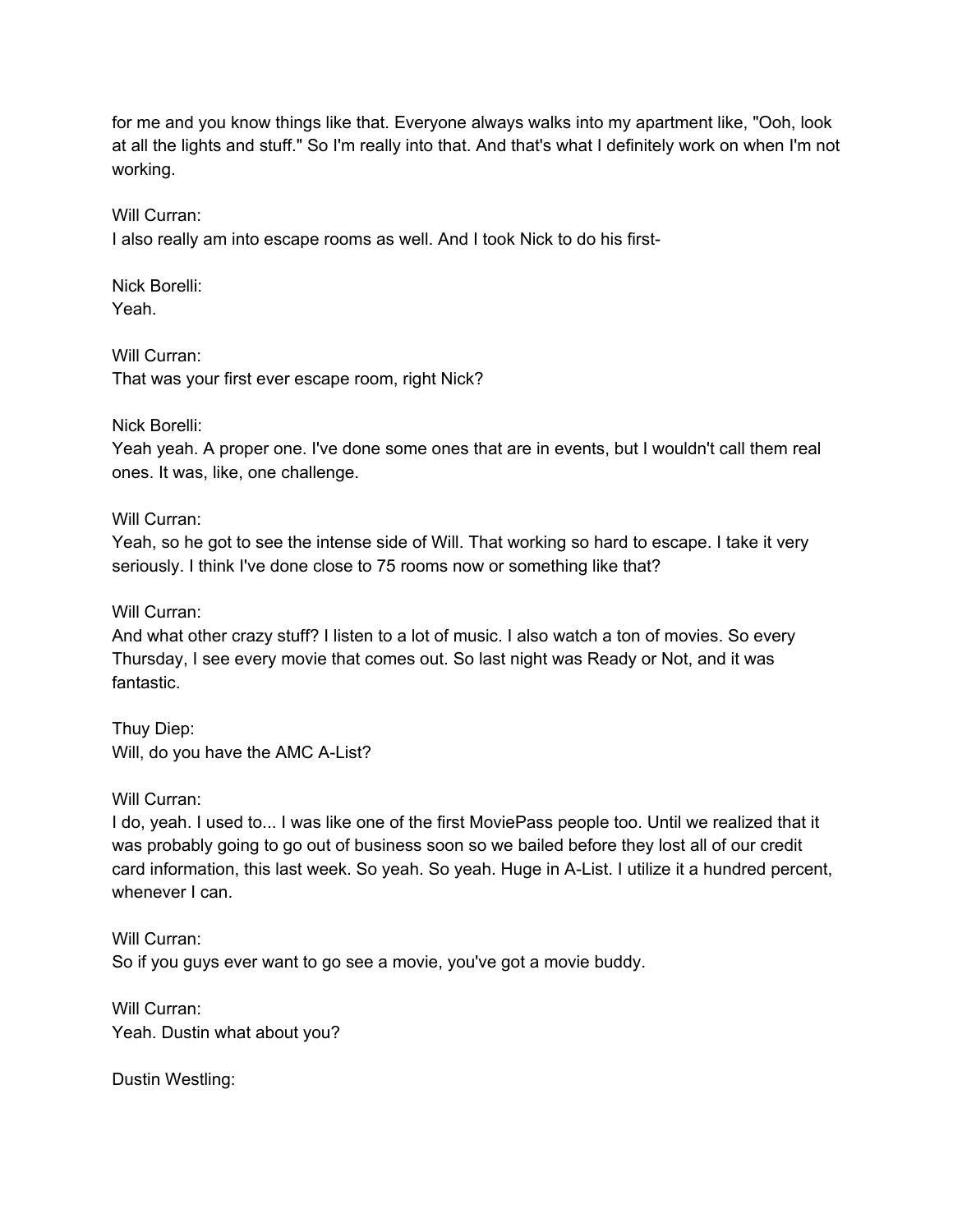for me and you know things like that. Everyone always walks into my apartment like, "Ooh, look at all the lights and stuff." So I'm really into that. And that's what I definitely work on when I'm not working.

Will Curran:
I also really am into escape rooms as well. And I took Nick to do his first-

Nick Borelli:
Yeah.

Will Curran:
That was your first ever escape room, right Nick?

Nick Borelli:
Yeah yeah. A proper one. I've done some ones that are in events, but I wouldn't call them real ones. It was, like, one challenge.

Will Curran:
Yeah, so he got to see the intense side of Will. That working so hard to escape. I take it very seriously. I think I've done close to 75 rooms now or something like that?

Will Curran:
And what other crazy stuff? I listen to a lot of music. I also watch a ton of movies. So every Thursday, I see every movie that comes out. So last night was Ready or Not, and it was fantastic.

Thuy Diep:
Will, do you have the AMC A-List?

Will Curran:
I do, yeah. I used to... I was like one of the first MoviePass people too. Until we realized that it was probably going to go out of business soon so we bailed before they lost all of our credit card information, this last week. So yeah. So yeah. Huge in A-List. I utilize it a hundred percent, whenever I can.

Will Curran:
So if you guys ever want to go see a movie, you've got a movie buddy.

Will Curran:
Yeah. Dustin what about you?

Dustin Westling: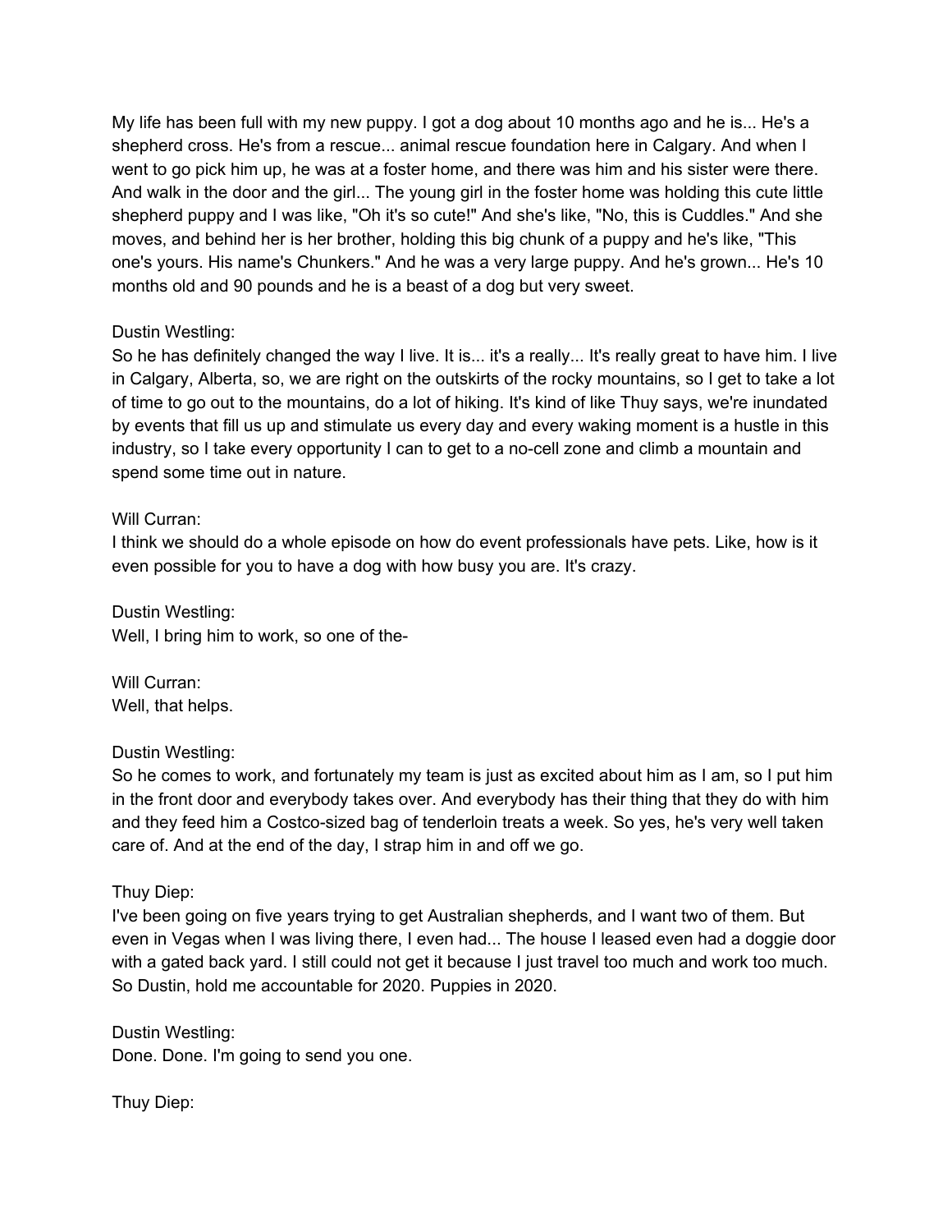My life has been full with my new puppy. I got a dog about 10 months ago and he is... He's a shepherd cross. He's from a rescue... animal rescue foundation here in Calgary. And when I went to go pick him up, he was at a foster home, and there was him and his sister were there. And walk in the door and the girl... The young girl in the foster home was holding this cute little shepherd puppy and I was like, "Oh it's so cute!" And she's like, "No, this is Cuddles." And she moves, and behind her is her brother, holding this big chunk of a puppy and he's like, "This one's yours. His name's Chunkers." And he was a very large puppy. And he's grown... He's 10 months old and 90 pounds and he is a beast of a dog but very sweet.

Dustin Westling:
So he has definitely changed the way I live. It is... it's a really... It's really great to have him. I live in Calgary, Alberta, so, we are right on the outskirts of the rocky mountains, so I get to take a lot of time to go out to the mountains, do a lot of hiking. It's kind of like Thuy says, we're inundated by events that fill us up and stimulate us every day and every waking moment is a hustle in this industry, so I take every opportunity I can to get to a no-cell zone and climb a mountain and spend some time out in nature.

Will Curran:
I think we should do a whole episode on how do event professionals have pets. Like, how is it even possible for you to have a dog with how busy you are. It's crazy.

Dustin Westling:
Well, I bring him to work, so one of the-

Will Curran:
Well, that helps.

Dustin Westling:
So he comes to work, and fortunately my team is just as excited about him as I am, so I put him in the front door and everybody takes over. And everybody has their thing that they do with him and they feed him a Costco-sized bag of tenderloin treats a week. So yes, he's very well taken care of. And at the end of the day, I strap him in and off we go.

Thuy Diep:
I've been going on five years trying to get Australian shepherds, and I want two of them. But even in Vegas when I was living there, I even had... The house I leased even had a doggie door with a gated back yard. I still could not get it because I just travel too much and work too much. So Dustin, hold me accountable for 2020. Puppies in 2020.

Dustin Westling:
Done. Done. I'm going to send you one.

Thuy Diep: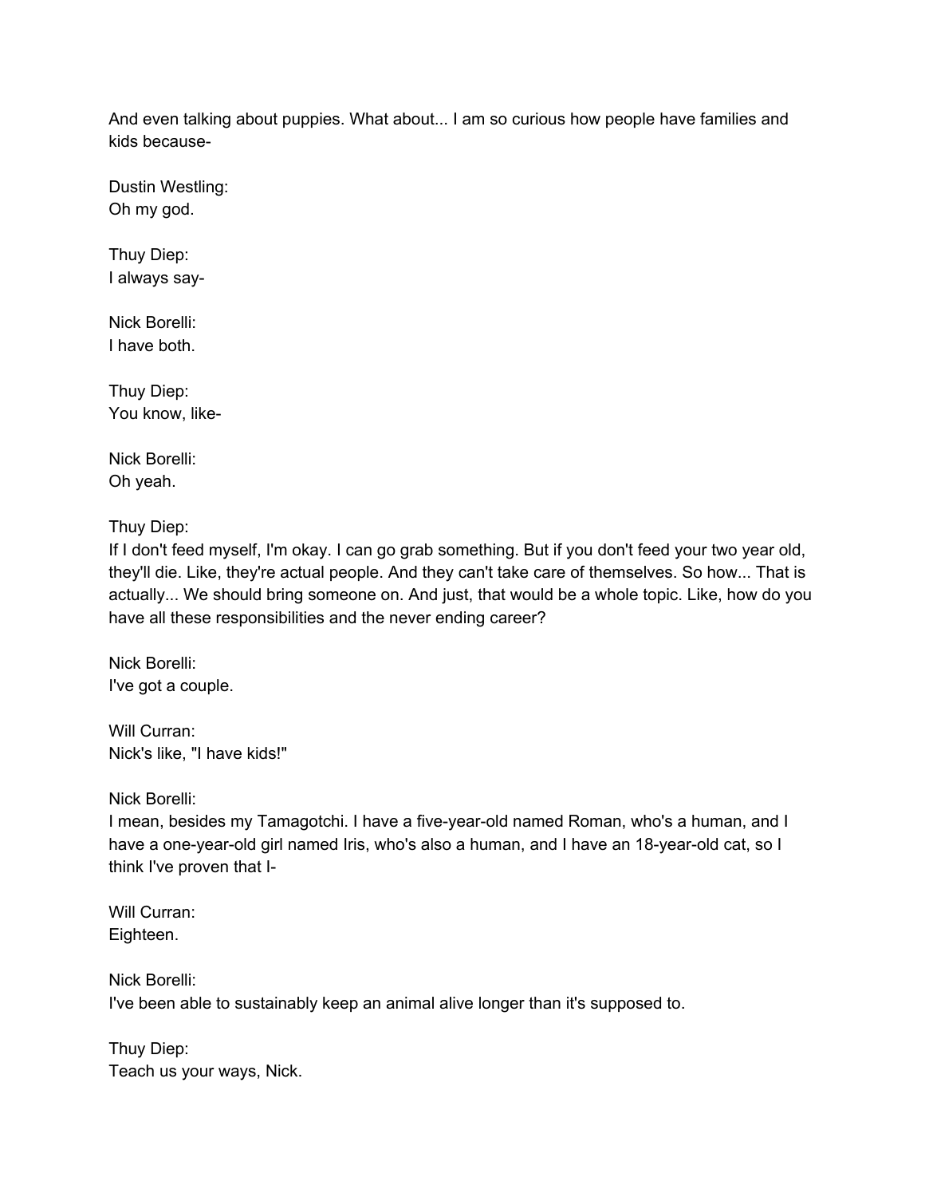And even talking about puppies. What about... I am so curious how people have families and kids because-

Dustin Westling:
Oh my god.

Thuy Diep:
I always say-

Nick Borelli:
I have both.

Thuy Diep:
You know, like-

Nick Borelli:
Oh yeah.

Thuy Diep:
If I don't feed myself, I'm okay. I can go grab something. But if you don't feed your two year old, they'll die. Like, they're actual people. And they can't take care of themselves. So how... That is actually... We should bring someone on. And just, that would be a whole topic. Like, how do you have all these responsibilities and the never ending career?

Nick Borelli:
I've got a couple.

Will Curran:
Nick's like, "I have kids!"

Nick Borelli:
I mean, besides my Tamagotchi. I have a five-year-old named Roman, who's a human, and I have a one-year-old girl named Iris, who's also a human, and I have an 18-year-old cat, so I think I've proven that I-

Will Curran:
Eighteen.

Nick Borelli:
I've been able to sustainably keep an animal alive longer than it's supposed to.

Thuy Diep:
Teach us your ways, Nick.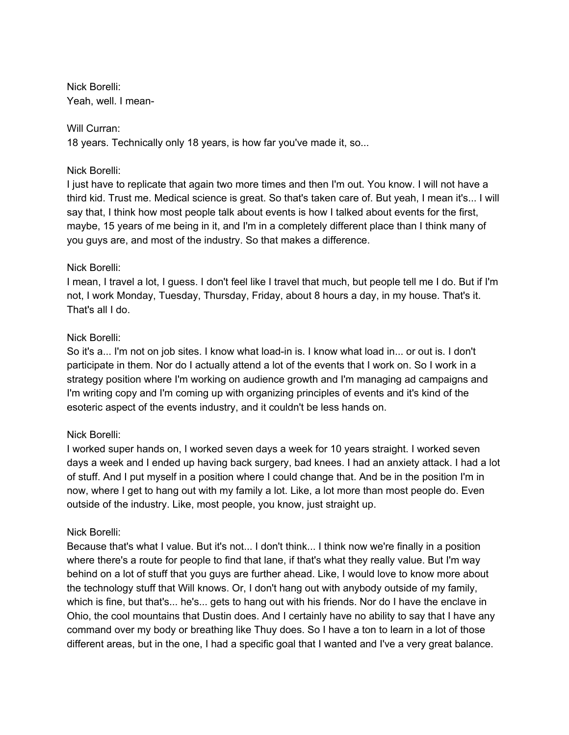Nick Borelli:
Yeah, well. I mean-

Will Curran:
18 years. Technically only 18 years, is how far you've made it, so...

Nick Borelli:
I just have to replicate that again two more times and then I'm out. You know. I will not have a third kid. Trust me. Medical science is great. So that's taken care of. But yeah, I mean it's... I will say that, I think how most people talk about events is how I talked about events for the first, maybe, 15 years of me being in it, and I'm in a completely different place than I think many of you guys are, and most of the industry. So that makes a difference.

Nick Borelli:
I mean, I travel a lot, I guess. I don't feel like I travel that much, but people tell me I do. But if I'm not, I work Monday, Tuesday, Thursday, Friday, about 8 hours a day, in my house. That's it. That's all I do.

Nick Borelli:
So it's a... I'm not on job sites. I know what load-in is. I know what load in... or out is. I don't participate in them. Nor do I actually attend a lot of the events that I work on. So I work in a strategy position where I'm working on audience growth and I'm managing ad campaigns and I'm writing copy and I'm coming up with organizing principles of events and it's kind of the esoteric aspect of the events industry, and it couldn't be less hands on.

Nick Borelli:
I worked super hands on, I worked seven days a week for 10 years straight. I worked seven days a week and I ended up having back surgery, bad knees. I had an anxiety attack. I had a lot of stuff. And I put myself in a position where I could change that. And be in the position I'm in now, where I get to hang out with my family a lot. Like, a lot more than most people do. Even outside of the industry. Like, most people, you know, just straight up.

Nick Borelli:
Because that's what I value. But it's not... I don't think... I think now we're finally in a position where there's a route for people to find that lane, if that's what they really value. But I'm way behind on a lot of stuff that you guys are further ahead. Like, I would love to know more about the technology stuff that Will knows. Or, I don't hang out with anybody outside of my family, which is fine, but that's... he's... gets to hang out with his friends. Nor do I have the enclave in Ohio, the cool mountains that Dustin does. And I certainly have no ability to say that I have any command over my body or breathing like Thuy does. So I have a ton to learn in a lot of those different areas, but in the one, I had a specific goal that I wanted and I've a very great balance.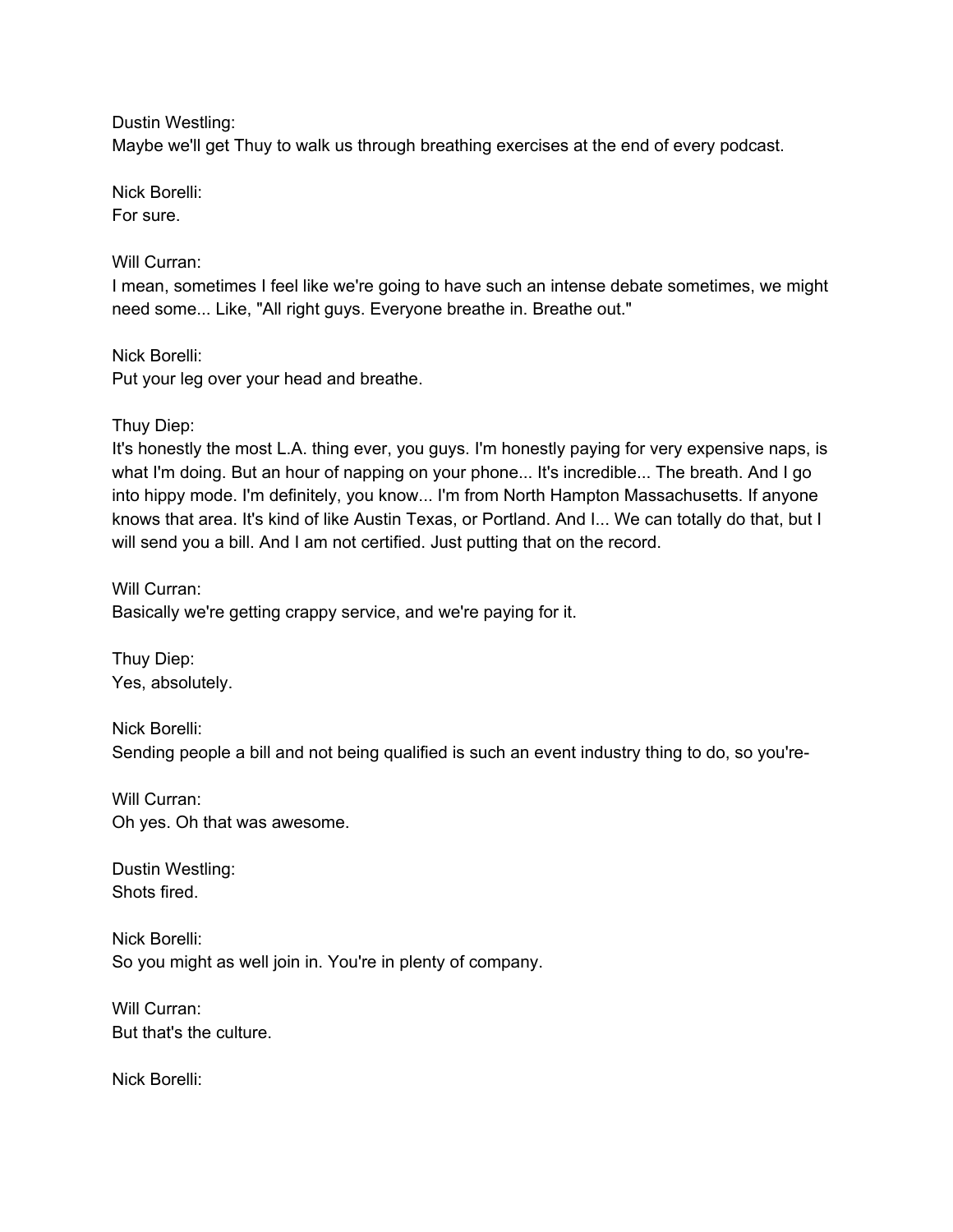Dustin Westling:
Maybe we'll get Thuy to walk us through breathing exercises at the end of every podcast.

Nick Borelli:
For sure.

Will Curran:
I mean, sometimes I feel like we're going to have such an intense debate sometimes, we might need some... Like, "All right guys. Everyone breathe in. Breathe out."

Nick Borelli:
Put your leg over your head and breathe.

Thuy Diep:
It's honestly the most L.A. thing ever, you guys. I'm honestly paying for very expensive naps, is what I'm doing. But an hour of napping on your phone... It's incredible... The breath. And I go into hippy mode. I'm definitely, you know... I'm from North Hampton Massachusetts. If anyone knows that area. It's kind of like Austin Texas, or Portland. And I... We can totally do that, but I will send you a bill. And I am not certified. Just putting that on the record.

Will Curran:
Basically we're getting crappy service, and we're paying for it.

Thuy Diep:
Yes, absolutely.

Nick Borelli:
Sending people a bill and not being qualified is such an event industry thing to do, so you're-

Will Curran:
Oh yes. Oh that was awesome.

Dustin Westling:
Shots fired.

Nick Borelli:
So you might as well join in. You're in plenty of company.

Will Curran:
But that's the culture.

Nick Borelli: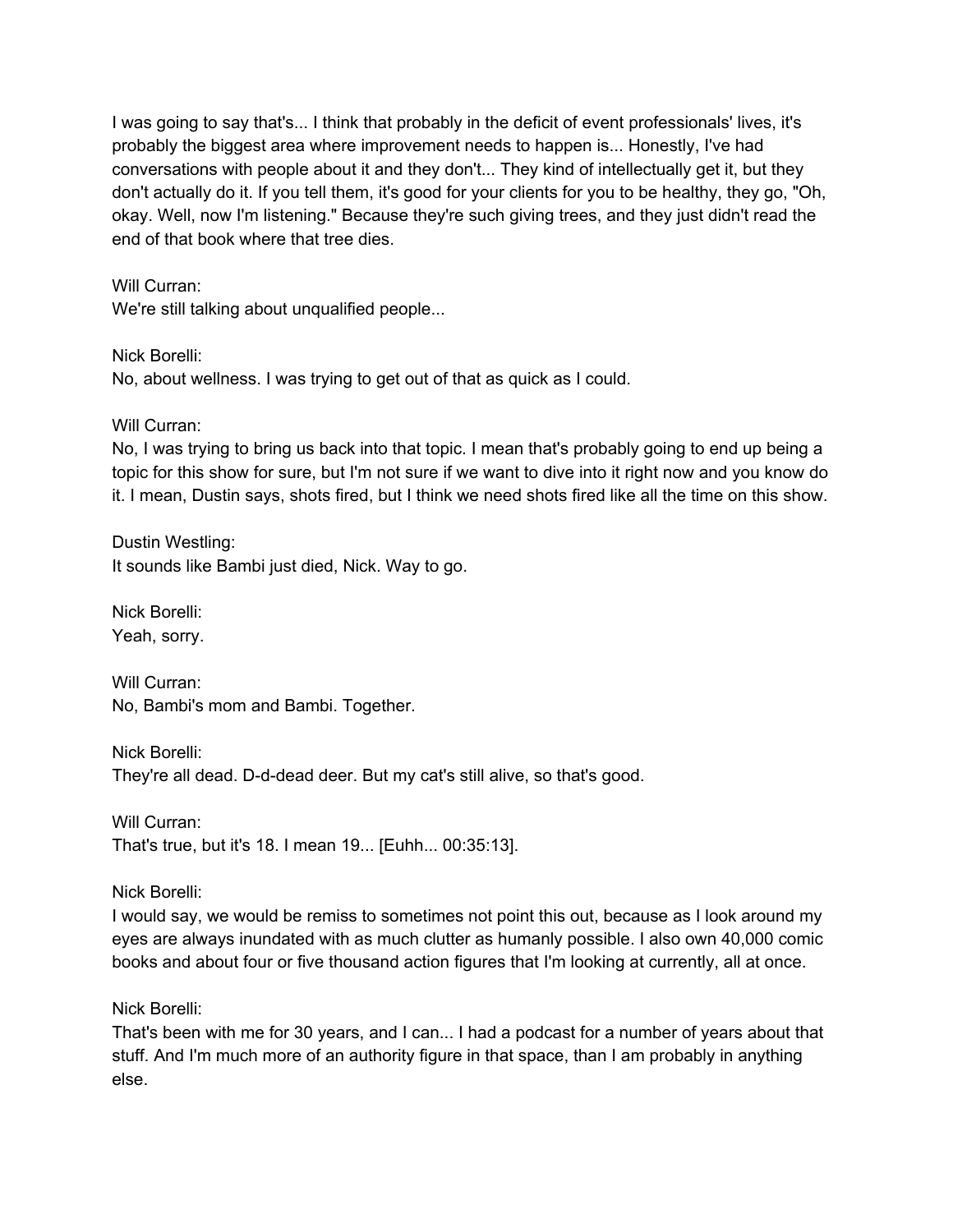I was going to say that's... I think that probably in the deficit of event professionals' lives, it's probably the biggest area where improvement needs to happen is... Honestly, I've had conversations with people about it and they don't... They kind of intellectually get it, but they don't actually do it. If you tell them, it's good for your clients for you to be healthy, they go, "Oh, okay. Well, now I'm listening." Because they're such giving trees, and they just didn't read the end of that book where that tree dies.

Will Curran:
We're still talking about unqualified people...

Nick Borelli:
No, about wellness. I was trying to get out of that as quick as I could.

Will Curran:
No, I was trying to bring us back into that topic. I mean that's probably going to end up being a topic for this show for sure, but I'm not sure if we want to dive into it right now and you know do it. I mean, Dustin says, shots fired, but I think we need shots fired like all the time on this show.

Dustin Westling:
It sounds like Bambi just died, Nick. Way to go.

Nick Borelli:
Yeah, sorry.

Will Curran:
No, Bambi's mom and Bambi. Together.

Nick Borelli:
They're all dead. D-d-dead deer. But my cat's still alive, so that's good.

Will Curran:
That's true, but it's 18. I mean 19... [Euhh... 00:35:13].

Nick Borelli:
I would say, we would be remiss to sometimes not point this out, because as I look around my eyes are always inundated with as much clutter as humanly possible. I also own 40,000 comic books and about four or five thousand action figures that I'm looking at currently, all at once.

Nick Borelli:
That's been with me for 30 years, and I can... I had a podcast for a number of years about that stuff. And I'm much more of an authority figure in that space, than I am probably in anything else.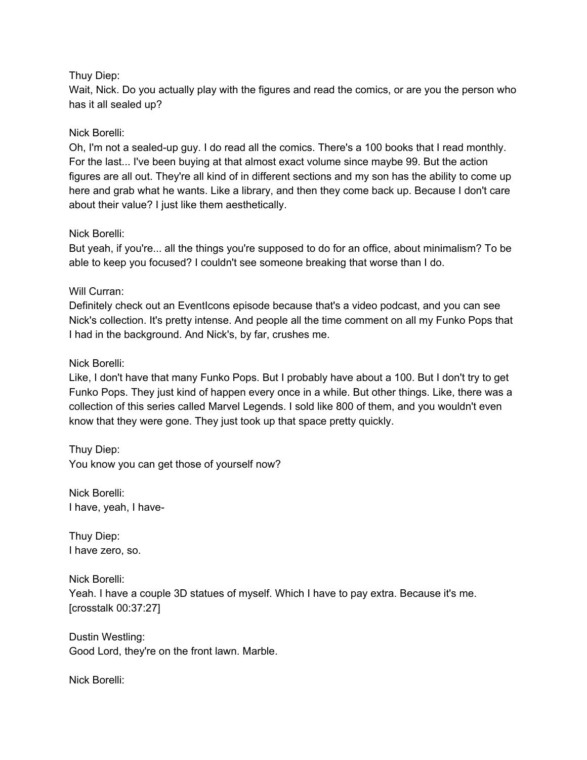Thuy Diep:
Wait, Nick. Do you actually play with the figures and read the comics, or are you the person who has it all sealed up?

Nick Borelli:
Oh, I'm not a sealed-up guy. I do read all the comics. There's a 100 books that I read monthly. For the last... I've been buying at that almost exact volume since maybe 99. But the action figures are all out. They're all kind of in different sections and my son has the ability to come up here and grab what he wants. Like a library, and then they come back up. Because I don't care about their value? I just like them aesthetically.

Nick Borelli:
But yeah, if you're... all the things you're supposed to do for an office, about minimalism? To be able to keep you focused? I couldn't see someone breaking that worse than I do.

Will Curran:
Definitely check out an EventIcons episode because that's a video podcast, and you can see Nick's collection. It's pretty intense. And people all the time comment on all my Funko Pops that I had in the background. And Nick's, by far, crushes me.

Nick Borelli:
Like, I don't have that many Funko Pops. But I probably have about a 100. But I don't try to get Funko Pops. They just kind of happen every once in a while. But other things. Like, there was a collection of this series called Marvel Legends. I sold like 800 of them, and you wouldn't even know that they were gone. They just took up that space pretty quickly.

Thuy Diep:
You know you can get those of yourself now?

Nick Borelli:
I have, yeah, I have-

Thuy Diep:
I have zero, so.

Nick Borelli:
Yeah. I have a couple 3D statues of myself. Which I have to pay extra. Because it's me. [crosstalk 00:37:27]

Dustin Westling:
Good Lord, they're on the front lawn. Marble.

Nick Borelli: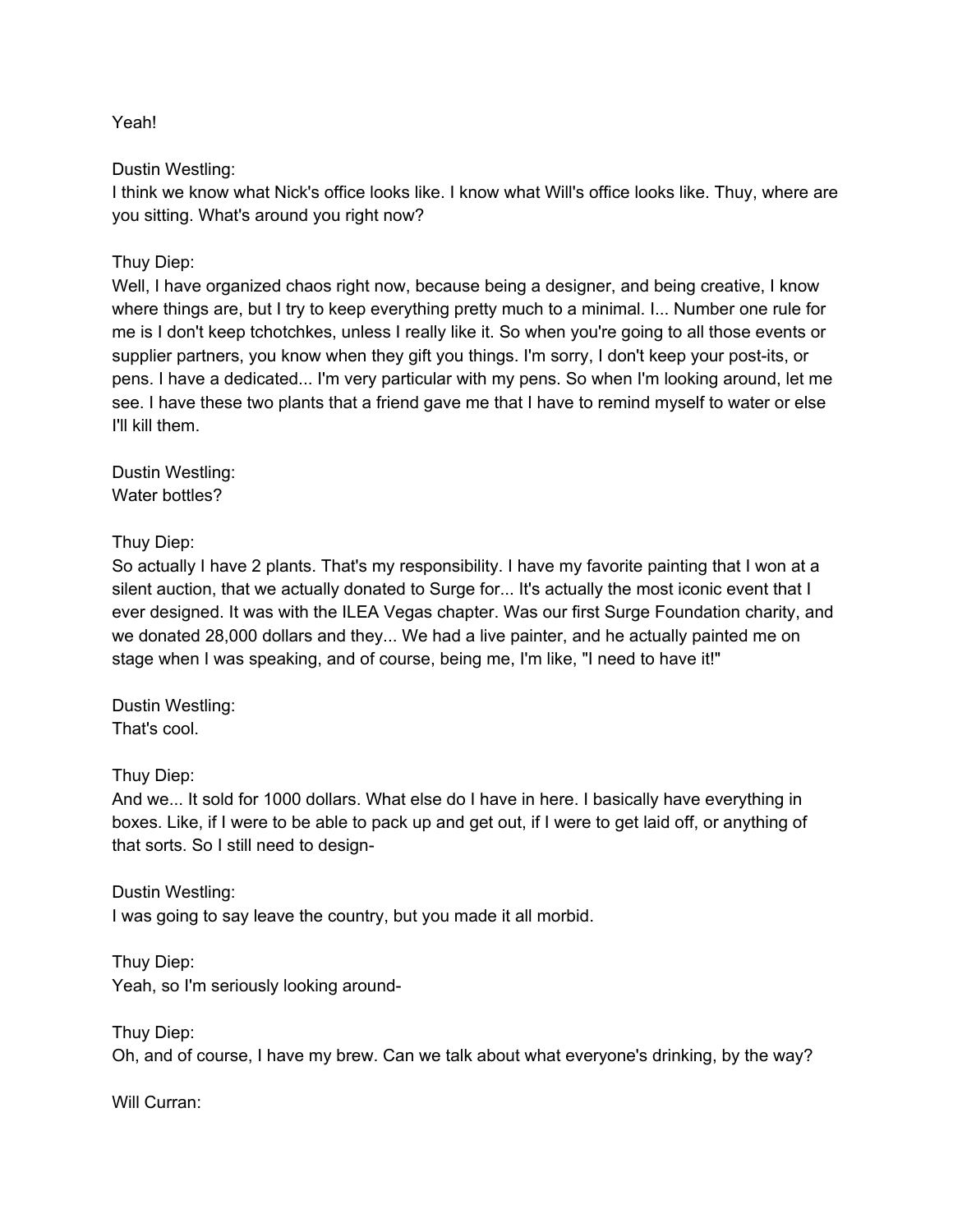Yeah!

Dustin Westling:
I think we know what Nick's office looks like. I know what Will's office looks like. Thuy, where are you sitting. What's around you right now?

Thuy Diep:
Well, I have organized chaos right now, because being a designer, and being creative, I know where things are, but I try to keep everything pretty much to a minimal. I... Number one rule for me is I don't keep tchotchkes, unless I really like it. So when you're going to all those events or supplier partners, you know when they gift you things. I'm sorry, I don't keep your post-its, or pens. I have a dedicated... I'm very particular with my pens. So when I'm looking around, let me see. I have these two plants that a friend gave me that I have to remind myself to water or else I'll kill them.

Dustin Westling:
Water bottles?

Thuy Diep:
So actually I have 2 plants. That's my responsibility. I have my favorite painting that I won at a silent auction, that we actually donated to Surge for... It's actually the most iconic event that I ever designed. It was with the ILEA Vegas chapter. Was our first Surge Foundation charity, and we donated 28,000 dollars and they... We had a live painter, and he actually painted me on stage when I was speaking, and of course, being me, I'm like, "I need to have it!"

Dustin Westling:
That's cool.

Thuy Diep:
And we... It sold for 1000 dollars. What else do I have in here. I basically have everything in boxes. Like, if I were to be able to pack up and get out, if I were to get laid off, or anything of that sorts. So I still need to design-

Dustin Westling:
I was going to say leave the country, but you made it all morbid.

Thuy Diep:
Yeah, so I'm seriously looking around-

Thuy Diep:
Oh, and of course, I have my brew. Can we talk about what everyone's drinking, by the way?

Will Curran: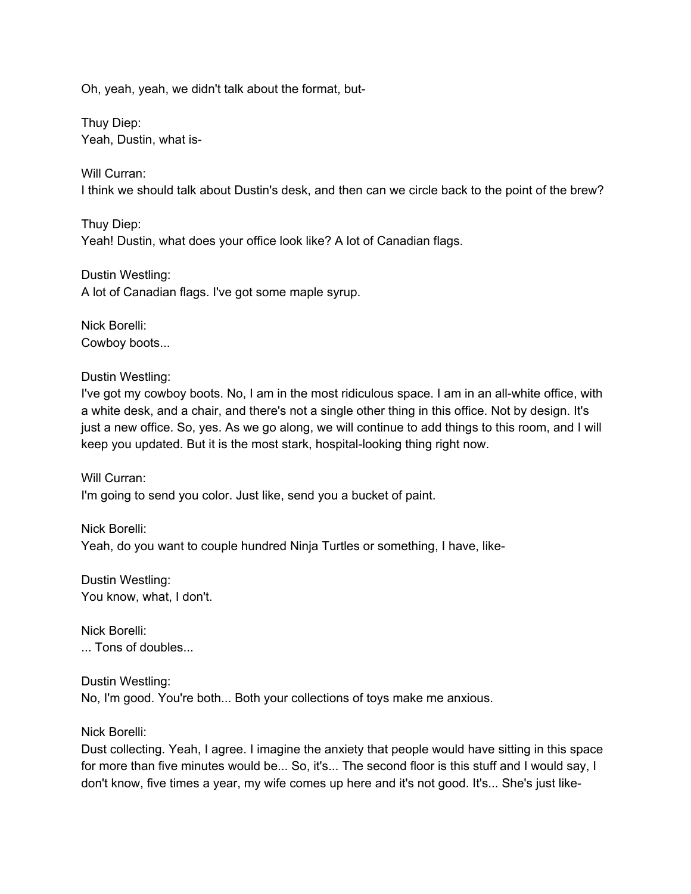Oh, yeah, yeah, we didn't talk about the format, but-

Thuy Diep:
Yeah, Dustin, what is-

Will Curran:
I think we should talk about Dustin's desk, and then can we circle back to the point of the brew?

Thuy Diep:
Yeah! Dustin, what does your office look like? A lot of Canadian flags.

Dustin Westling:
A lot of Canadian flags. I've got some maple syrup.

Nick Borelli:
Cowboy boots...

Dustin Westling:
I've got my cowboy boots. No, I am in the most ridiculous space. I am in an all-white office, with a white desk, and a chair, and there's not a single other thing in this office. Not by design. It's just a new office. So, yes. As we go along, we will continue to add things to this room, and I will keep you updated. But it is the most stark, hospital-looking thing right now.

Will Curran:
I'm going to send you color. Just like, send you a bucket of paint.

Nick Borelli:
Yeah, do you want to couple hundred Ninja Turtles or something, I have, like-

Dustin Westling:
You know, what, I don't.

Nick Borelli:
... Tons of doubles...

Dustin Westling:
No, I'm good. You're both... Both your collections of toys make me anxious.

Nick Borelli:
Dust collecting. Yeah, I agree. I imagine the anxiety that people would have sitting in this space for more than five minutes would be... So, it's... The second floor is this stuff and I would say, I don't know, five times a year, my wife comes up here and it's not good. It's... She's just like-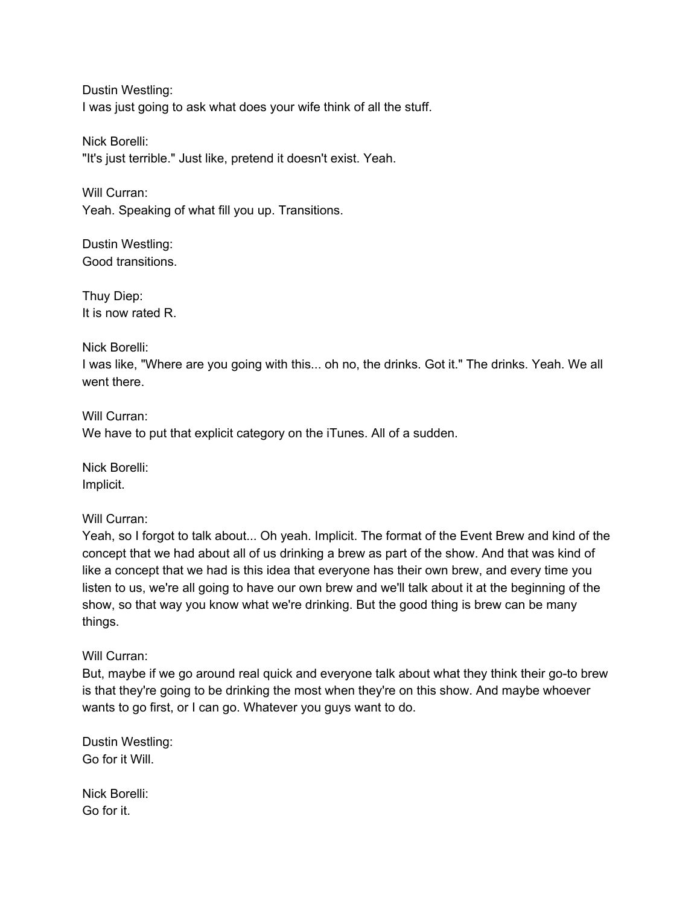Dustin Westling:
I was just going to ask what does your wife think of all the stuff.

Nick Borelli:
"It's just terrible." Just like, pretend it doesn't exist. Yeah.

Will Curran:
Yeah. Speaking of what fill you up. Transitions.

Dustin Westling:
Good transitions.

Thuy Diep:
It is now rated R.

Nick Borelli:
I was like, "Where are you going with this... oh no, the drinks. Got it." The drinks. Yeah. We all went there.

Will Curran:
We have to put that explicit category on the iTunes. All of a sudden.

Nick Borelli:
Implicit.

Will Curran:
Yeah, so I forgot to talk about... Oh yeah. Implicit. The format of the Event Brew and kind of the concept that we had about all of us drinking a brew as part of the show. And that was kind of like a concept that we had is this idea that everyone has their own brew, and every time you listen to us, we're all going to have our own brew and we'll talk about it at the beginning of the show, so that way you know what we're drinking. But the good thing is brew can be many things.

Will Curran:
But, maybe if we go around real quick and everyone talk about what they think their go-to brew is that they're going to be drinking the most when they're on this show. And maybe whoever wants to go first, or I can go. Whatever you guys want to do.

Dustin Westling:
Go for it Will.

Nick Borelli:
Go for it.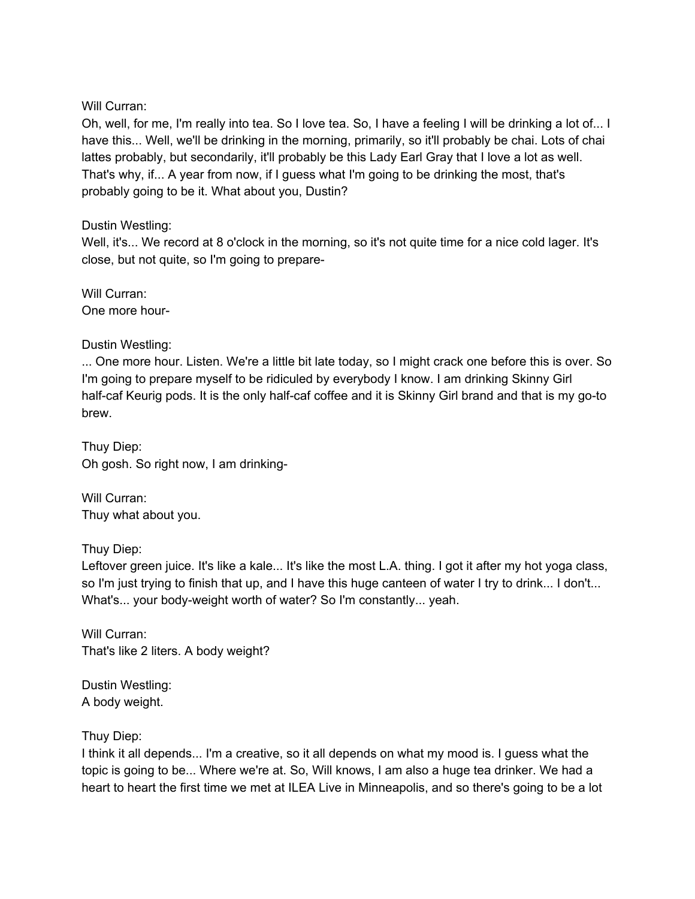Will Curran:
Oh, well, for me, I'm really into tea. So I love tea. So, I have a feeling I will be drinking a lot of... I have this... Well, we'll be drinking in the morning, primarily, so it'll probably be chai. Lots of chai lattes probably, but secondarily, it'll probably be this Lady Earl Gray that I love a lot as well. That's why, if... A year from now, if I guess what I'm going to be drinking the most, that's probably going to be it. What about you, Dustin?

Dustin Westling:
Well, it's... We record at 8 o'clock in the morning, so it's not quite time for a nice cold lager. It's close, but not quite, so I'm going to prepare-

Will Curran:
One more hour-

Dustin Westling:
... One more hour. Listen. We're a little bit late today, so I might crack one before this is over. So I'm going to prepare myself to be ridiculed by everybody I know. I am drinking Skinny Girl half-caf Keurig pods. It is the only half-caf coffee and it is Skinny Girl brand and that is my go-to brew.

Thuy Diep:
Oh gosh. So right now, I am drinking-

Will Curran:
Thuy what about you.

Thuy Diep:
Leftover green juice. It's like a kale... It's like the most L.A. thing. I got it after my hot yoga class, so I'm just trying to finish that up, and I have this huge canteen of water I try to drink... I don't... What's... your body-weight worth of water? So I'm constantly... yeah.

Will Curran:
That's like 2 liters. A body weight?

Dustin Westling:
A body weight.

Thuy Diep:
I think it all depends... I'm a creative, so it all depends on what my mood is. I guess what the topic is going to be... Where we're at. So, Will knows, I am also a huge tea drinker. We had a heart to heart the first time we met at ILEA Live in Minneapolis, and so there's going to be a lot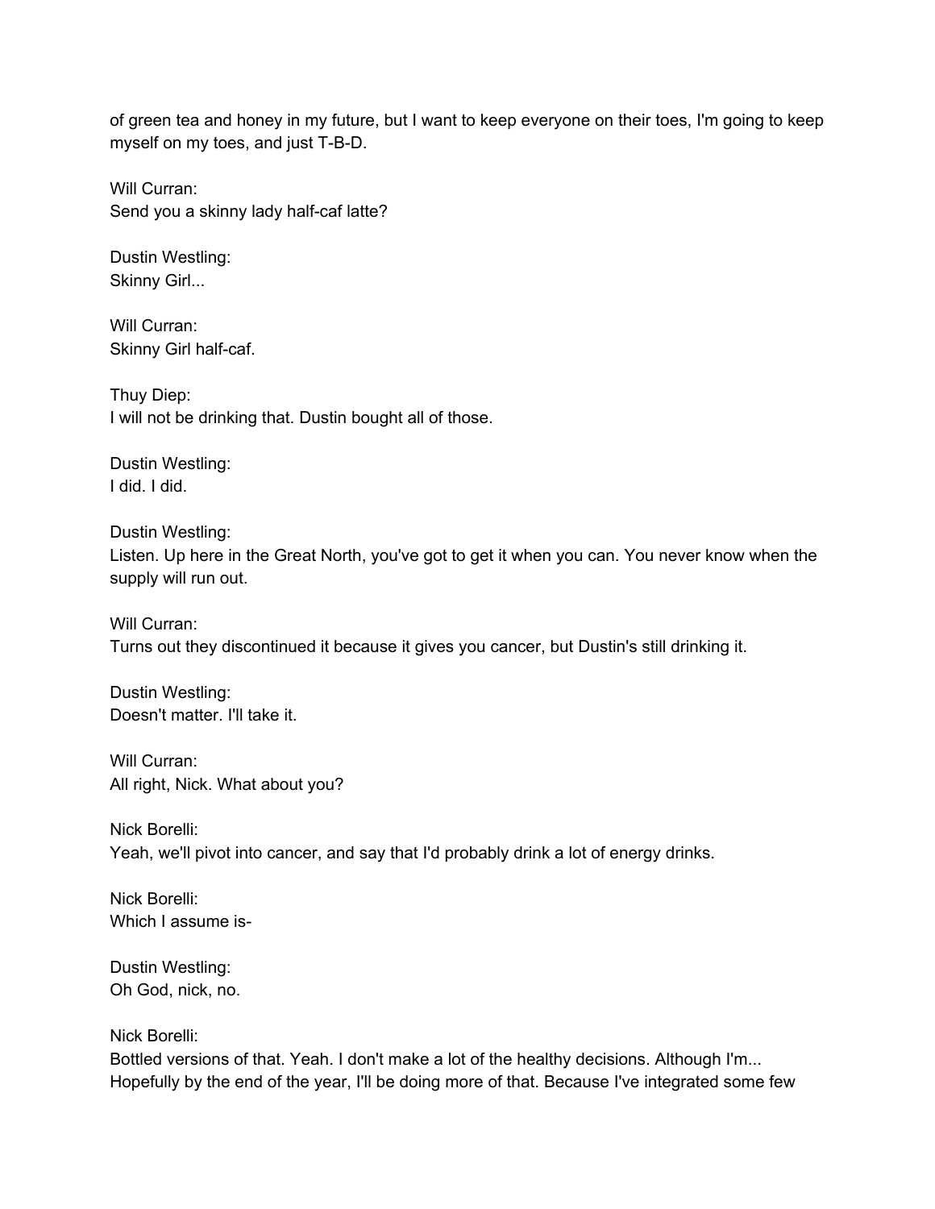of green tea and honey in my future, but I want to keep everyone on their toes, I'm going to keep myself on my toes, and just T-B-D.

Will Curran:
Send you a skinny lady half-caf latte?

Dustin Westling:
Skinny Girl...

Will Curran:
Skinny Girl half-caf.

Thuy Diep:
I will not be drinking that. Dustin bought all of those.

Dustin Westling:
I did. I did.

Dustin Westling:
Listen. Up here in the Great North, you've got to get it when you can. You never know when the supply will run out.

Will Curran:
Turns out they discontinued it because it gives you cancer, but Dustin's still drinking it.

Dustin Westling:
Doesn't matter. I'll take it.

Will Curran:
All right, Nick. What about you?

Nick Borelli:
Yeah, we'll pivot into cancer, and say that I'd probably drink a lot of energy drinks.

Nick Borelli:
Which I assume is-

Dustin Westling:
Oh God, nick, no.

Nick Borelli:
Bottled versions of that. Yeah. I don't make a lot of the healthy decisions. Although I'm... Hopefully by the end of the year, I'll be doing more of that. Because I've integrated some few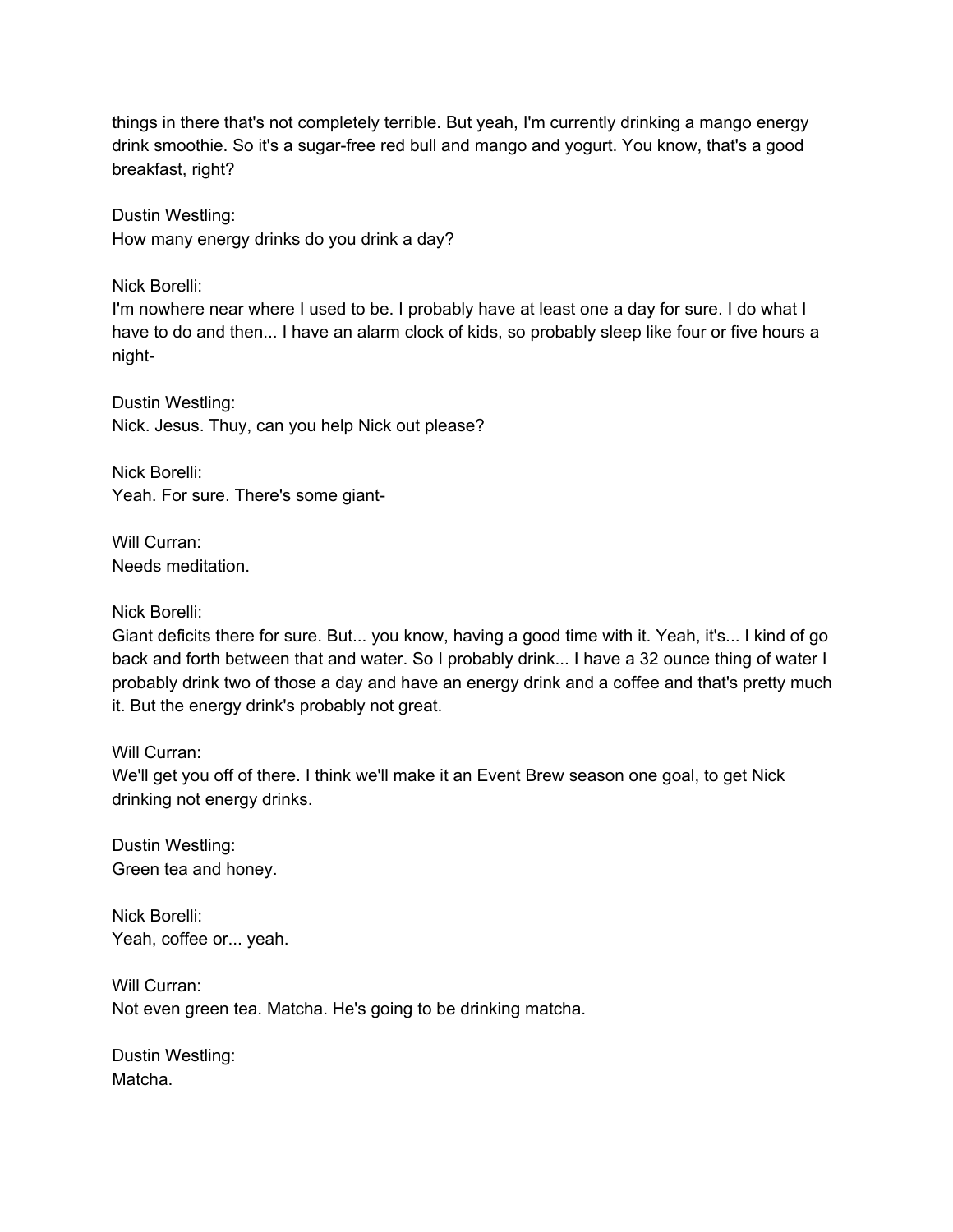things in there that's not completely terrible. But yeah, I'm currently drinking a mango energy drink smoothie. So it's a sugar-free red bull and mango and yogurt. You know, that's a good breakfast, right?

Dustin Westling:
How many energy drinks do you drink a day?

Nick Borelli:
I'm nowhere near where I used to be. I probably have at least one a day for sure. I do what I have to do and then... I have an alarm clock of kids, so probably sleep like four or five hours a night-

Dustin Westling:
Nick. Jesus. Thuy, can you help Nick out please?

Nick Borelli:
Yeah. For sure. There's some giant-

Will Curran:
Needs meditation.

Nick Borelli:
Giant deficits there for sure. But... you know, having a good time with it. Yeah, it's... I kind of go back and forth between that and water. So I probably drink... I have a 32 ounce thing of water I probably drink two of those a day and have an energy drink and a coffee and that's pretty much it. But the energy drink's probably not great.

Will Curran:
We'll get you off of there. I think we'll make it an Event Brew season one goal, to get Nick drinking not energy drinks.

Dustin Westling:
Green tea and honey.

Nick Borelli:
Yeah, coffee or... yeah.

Will Curran:
Not even green tea. Matcha. He's going to be drinking matcha.

Dustin Westling:
Matcha.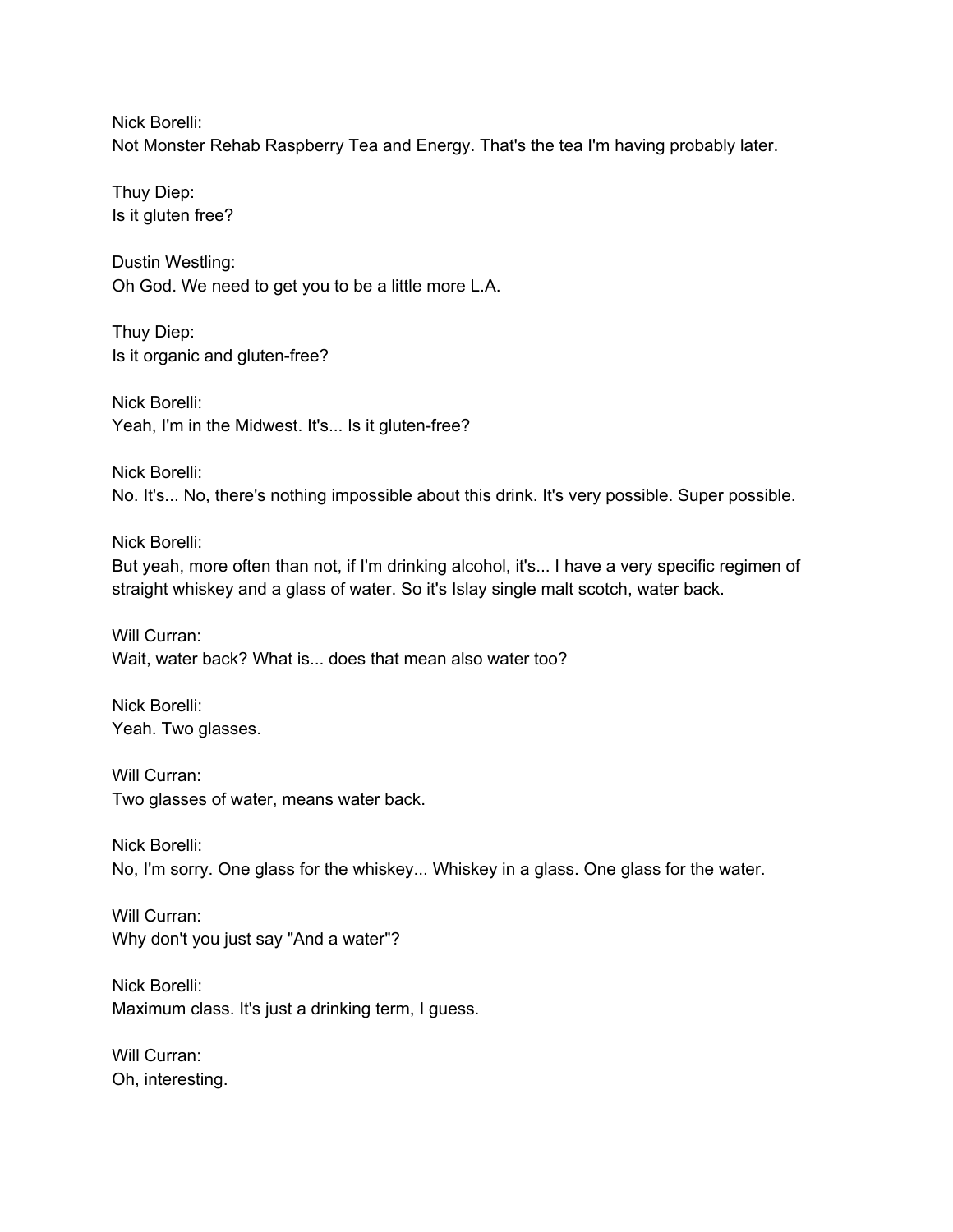Nick Borelli:
Not Monster Rehab Raspberry Tea and Energy. That's the tea I'm having probably later.

Thuy Diep:
Is it gluten free?

Dustin Westling:
Oh God. We need to get you to be a little more L.A.

Thuy Diep:
Is it organic and gluten-free?

Nick Borelli:
Yeah, I'm in the Midwest. It's... Is it gluten-free?

Nick Borelli:
No. It's... No, there's nothing impossible about this drink. It's very possible. Super possible.

Nick Borelli:
But yeah, more often than not, if I'm drinking alcohol, it's... I have a very specific regimen of straight whiskey and a glass of water. So it's Islay single malt scotch, water back.

Will Curran:
Wait, water back? What is... does that mean also water too?

Nick Borelli:
Yeah. Two glasses.

Will Curran:
Two glasses of water, means water back.

Nick Borelli:
No, I'm sorry. One glass for the whiskey... Whiskey in a glass. One glass for the water.

Will Curran:
Why don't you just say "And a water"?

Nick Borelli:
Maximum class. It's just a drinking term, I guess.

Will Curran:
Oh, interesting.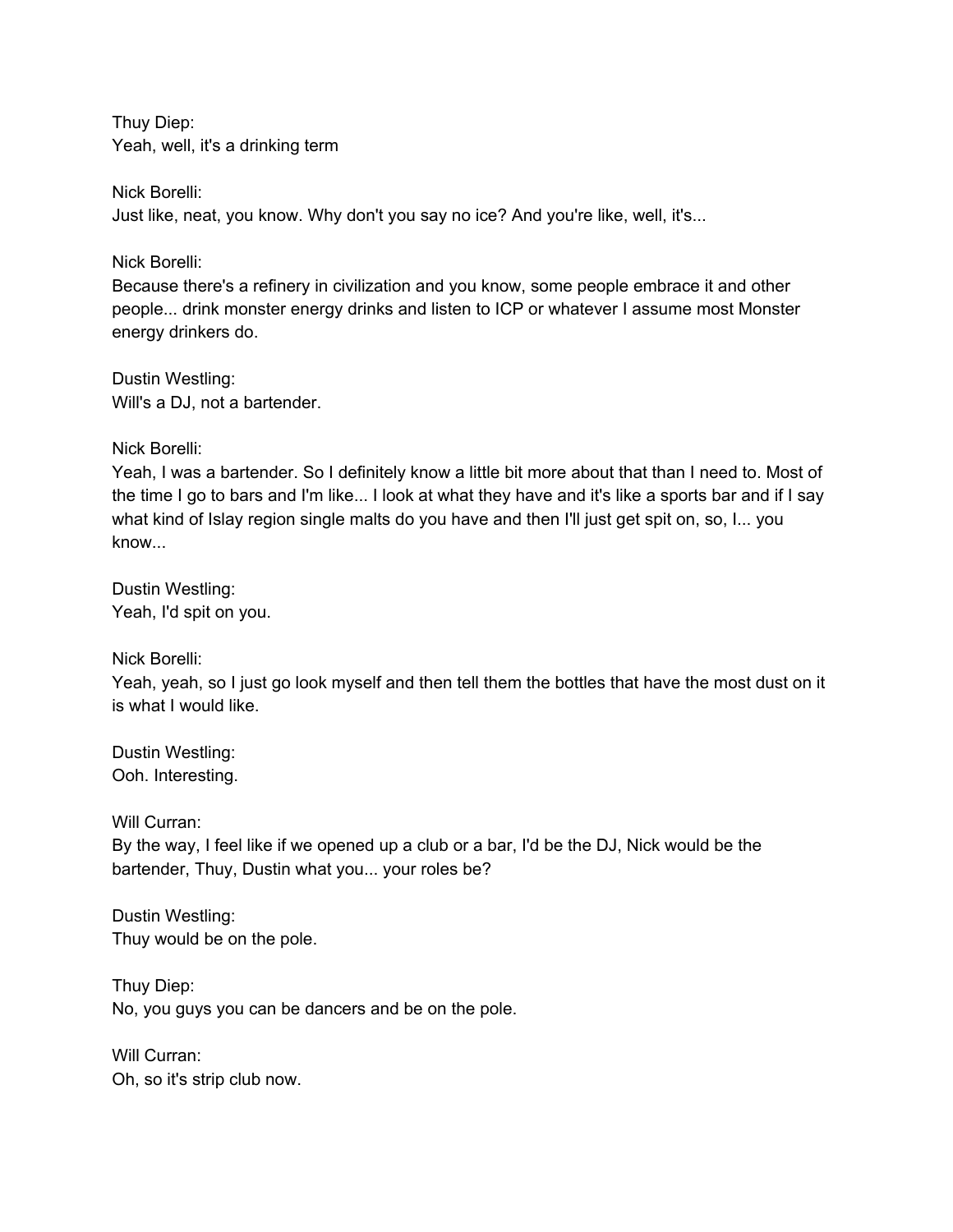Thuy Diep:
Yeah, well, it's a drinking term

Nick Borelli:
Just like, neat, you know. Why don't you say no ice? And you're like, well, it's...

Nick Borelli:
Because there's a refinery in civilization and you know, some people embrace it and other people... drink monster energy drinks and listen to ICP or whatever I assume most Monster energy drinkers do.

Dustin Westling:
Will's a DJ, not a bartender.

Nick Borelli:
Yeah, I was a bartender. So I definitely know a little bit more about that than I need to. Most of the time I go to bars and I'm like... I look at what they have and it's like a sports bar and if I say what kind of Islay region single malts do you have and then I'll just get spit on, so, I... you know...

Dustin Westling:
Yeah, I'd spit on you.

Nick Borelli:
Yeah, yeah, so I just go look myself and then tell them the bottles that have the most dust on it is what I would like.

Dustin Westling:
Ooh. Interesting.

Will Curran:
By the way, I feel like if we opened up a club or a bar, I'd be the DJ, Nick would be the bartender, Thuy, Dustin what you... your roles be?

Dustin Westling:
Thuy would be on the pole.

Thuy Diep:
No, you guys you can be dancers and be on the pole.

Will Curran:
Oh, so it's strip club now.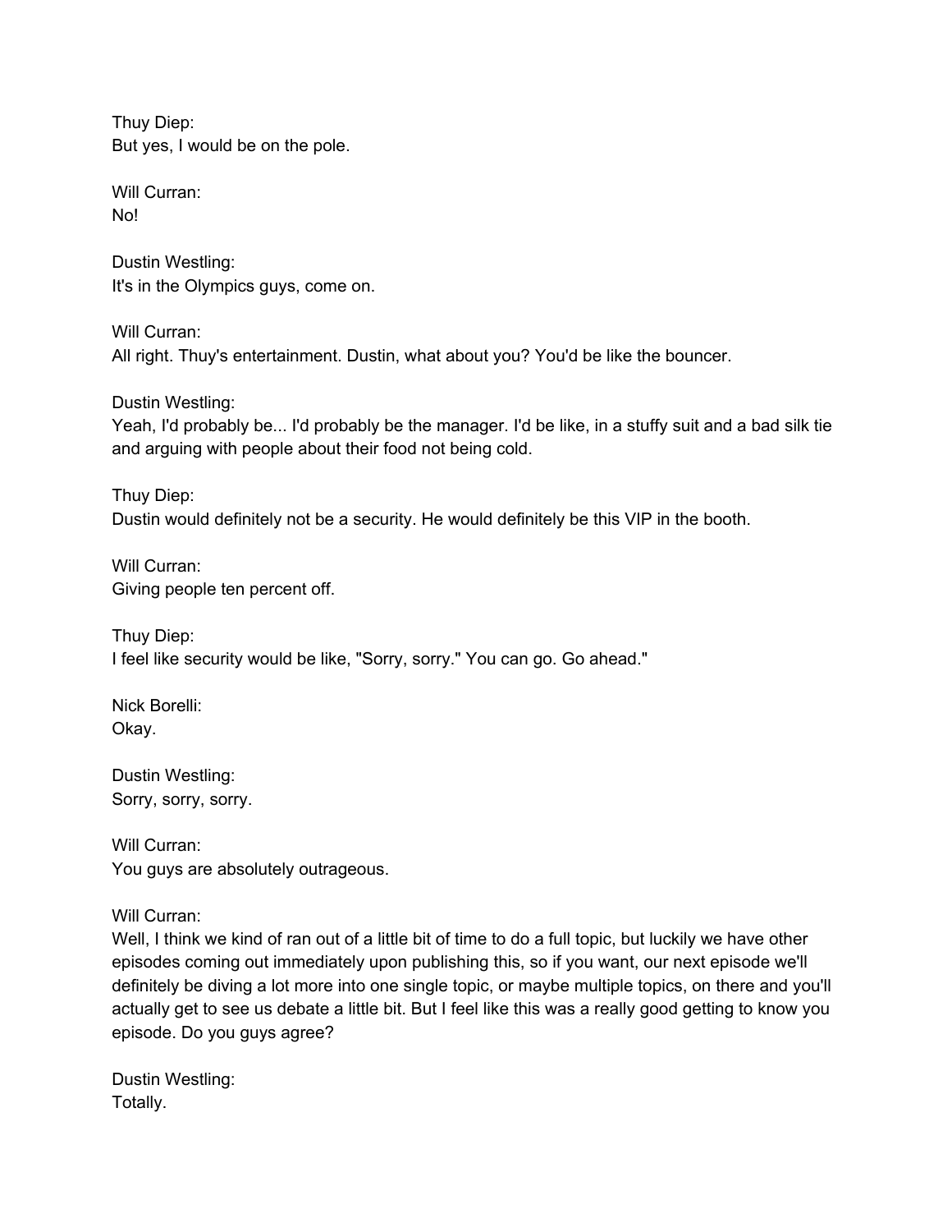Thuy Diep:
But yes, I would be on the pole.

Will Curran:
No!

Dustin Westling:
It's in the Olympics guys, come on.

Will Curran:
All right. Thuy's entertainment. Dustin, what about you? You'd be like the bouncer.

Dustin Westling:
Yeah, I'd probably be... I'd probably be the manager. I'd be like, in a stuffy suit and a bad silk tie and arguing with people about their food not being cold.

Thuy Diep:
Dustin would definitely not be a security. He would definitely be this VIP in the booth.

Will Curran:
Giving people ten percent off.

Thuy Diep:
I feel like security would be like, "Sorry, sorry." You can go. Go ahead."

Nick Borelli:
Okay.

Dustin Westling:
Sorry, sorry, sorry.

Will Curran:
You guys are absolutely outrageous.

Will Curran:
Well, I think we kind of ran out of a little bit of time to do a full topic, but luckily we have other episodes coming out immediately upon publishing this, so if you want, our next episode we'll definitely be diving a lot more into one single topic, or maybe multiple topics, on there and you'll actually get to see us debate a little bit. But I feel like this was a really good getting to know you episode. Do you guys agree?

Dustin Westling:
Totally.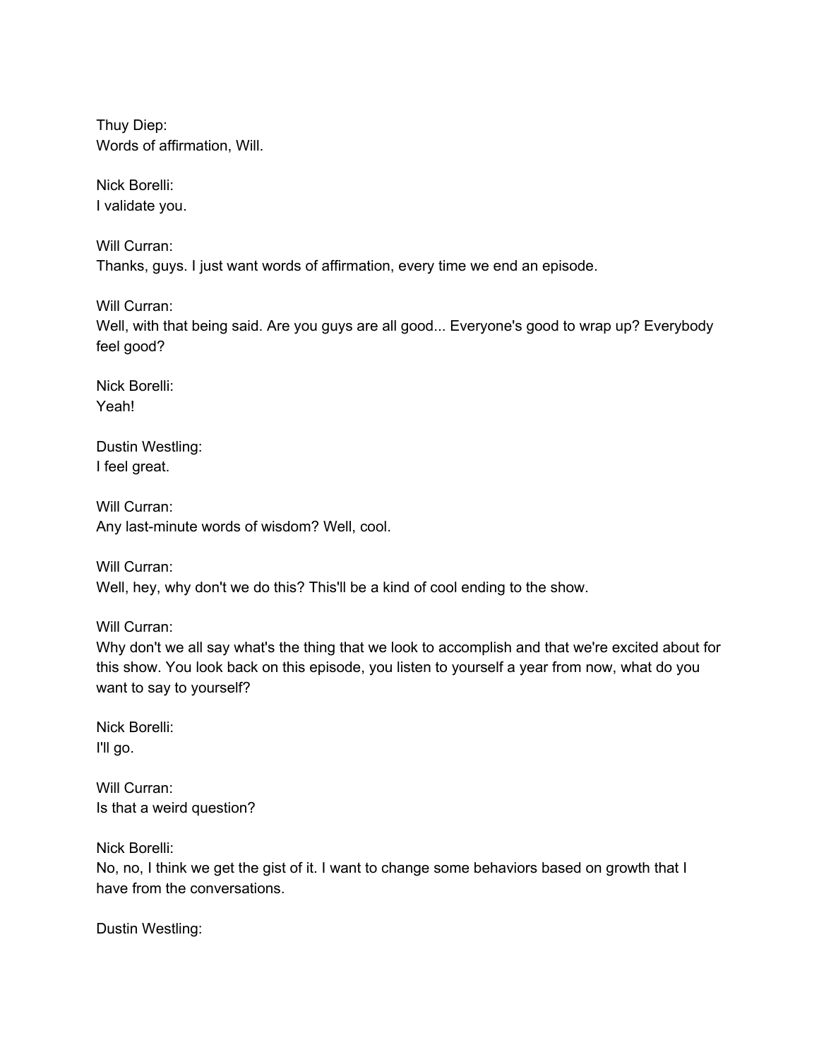Thuy Diep:
Words of affirmation, Will.

Nick Borelli:
I validate you.

Will Curran:
Thanks, guys. I just want words of affirmation, every time we end an episode.

Will Curran:
Well, with that being said. Are you guys are all good... Everyone's good to wrap up? Everybody feel good?

Nick Borelli:
Yeah!

Dustin Westling:
I feel great.

Will Curran:
Any last-minute words of wisdom? Well, cool.

Will Curran:
Well, hey, why don't we do this? This'll be a kind of cool ending to the show.

Will Curran:
Why don't we all say what's the thing that we look to accomplish and that we're excited about for this show. You look back on this episode, you listen to yourself a year from now, what do you want to say to yourself?

Nick Borelli:
I'll go.

Will Curran:
Is that a weird question?

Nick Borelli:
No, no, I think we get the gist of it. I want to change some behaviors based on growth that I have from the conversations.

Dustin Westling: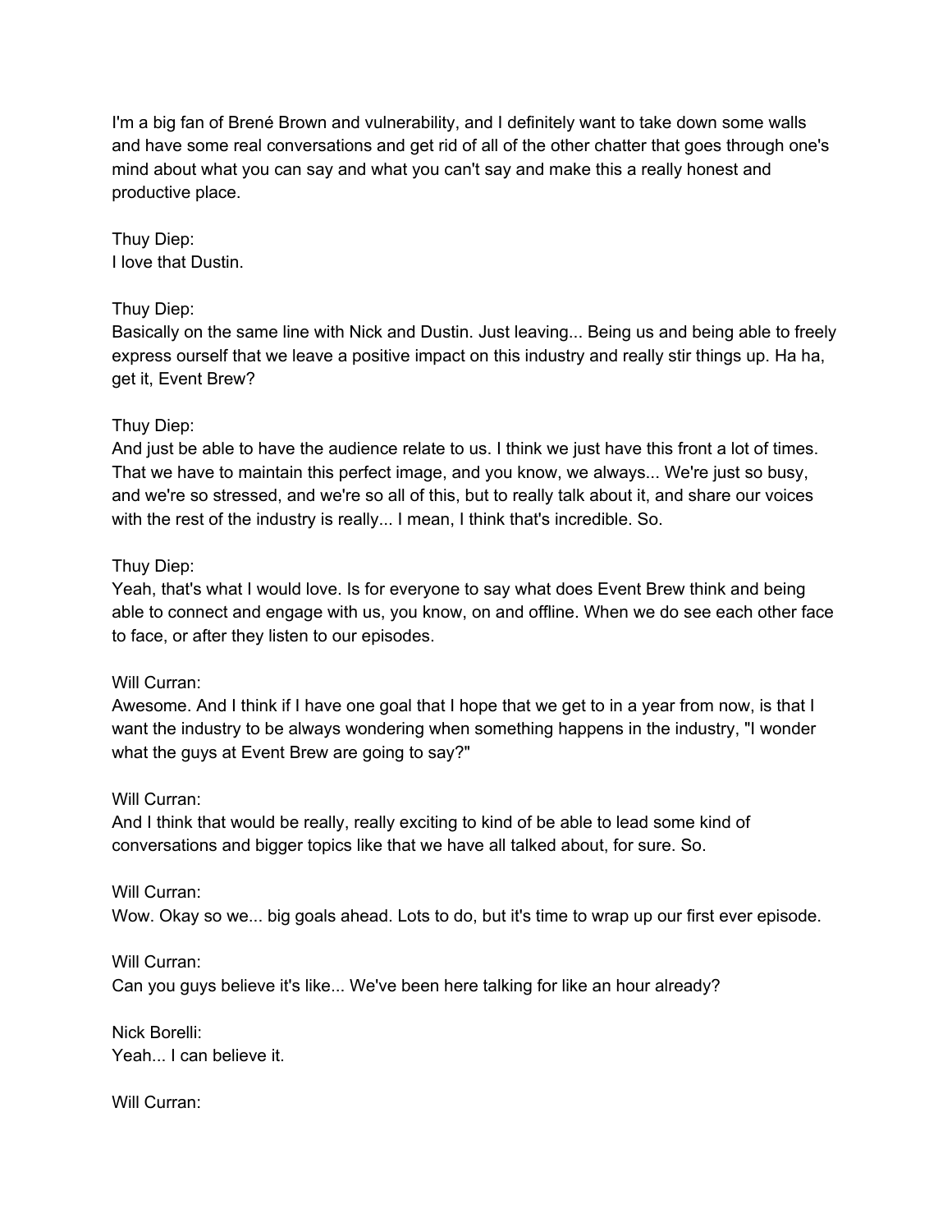I'm a big fan of Brené Brown and vulnerability, and I definitely want to take down some walls and have some real conversations and get rid of all of the other chatter that goes through one's mind about what you can say and what you can't say and make this a really honest and productive place.

Thuy Diep:
I love that Dustin.

Thuy Diep:
Basically on the same line with Nick and Dustin. Just leaving... Being us and being able to freely express ourself that we leave a positive impact on this industry and really stir things up. Ha ha, get it, Event Brew?

Thuy Diep:
And just be able to have the audience relate to us. I think we just have this front a lot of times. That we have to maintain this perfect image, and you know, we always... We're just so busy, and we're so stressed, and we're so all of this, but to really talk about it, and share our voices with the rest of the industry is really... I mean, I think that's incredible. So.

Thuy Diep:
Yeah, that's what I would love. Is for everyone to say what does Event Brew think and being able to connect and engage with us, you know, on and offline. When we do see each other face to face, or after they listen to our episodes.

Will Curran:
Awesome. And I think if I have one goal that I hope that we get to in a year from now, is that I want the industry to be always wondering when something happens in the industry, "I wonder what the guys at Event Brew are going to say?"

Will Curran:
And I think that would be really, really exciting to kind of be able to lead some kind of conversations and bigger topics like that we have all talked about, for sure. So.

Will Curran:
Wow. Okay so we... big goals ahead. Lots to do, but it's time to wrap up our first ever episode.

Will Curran:
Can you guys believe it's like... We've been here talking for like an hour already?

Nick Borelli:
Yeah... I can believe it.

Will Curran: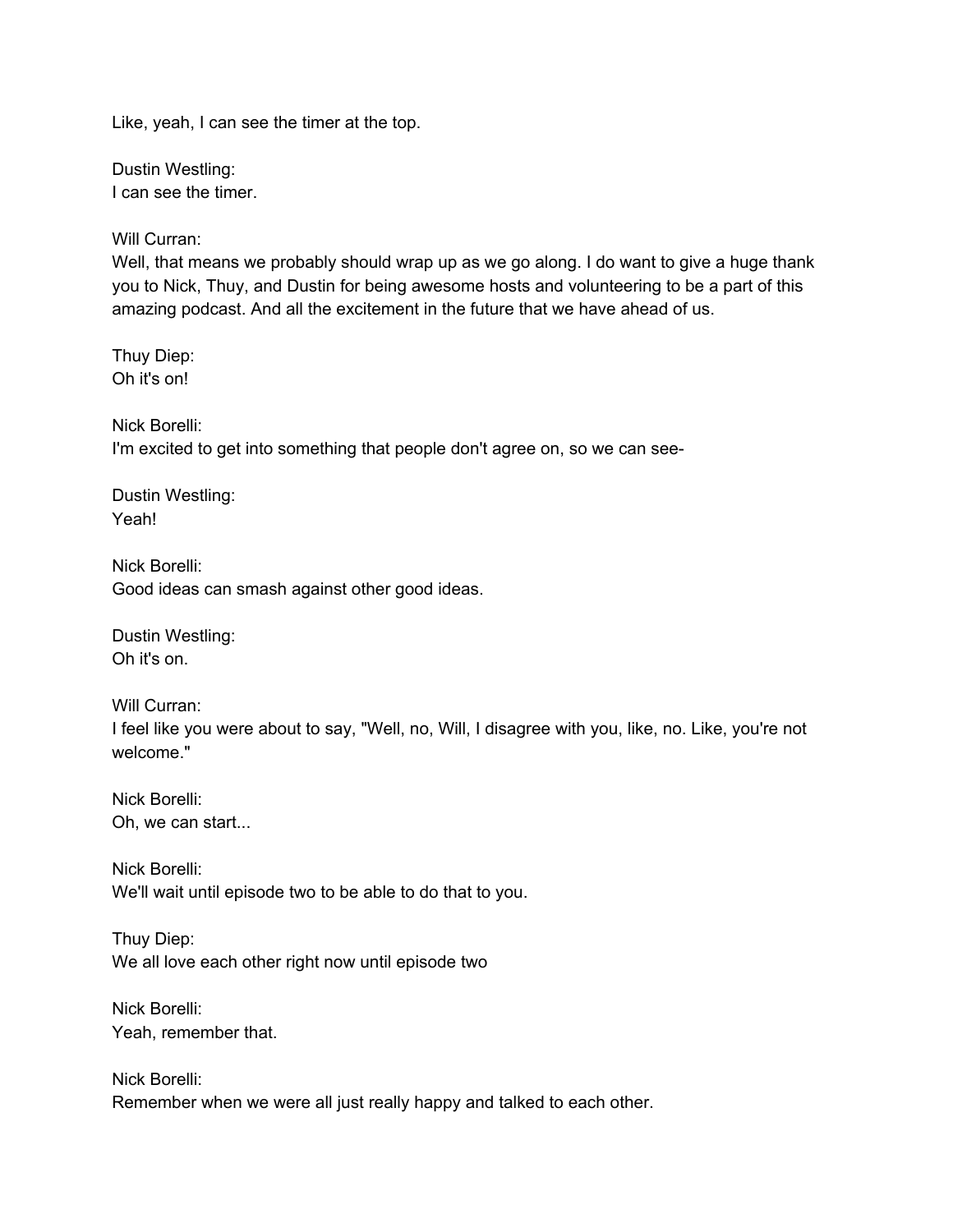Like, yeah, I can see the timer at the top.

Dustin Westling:
I can see the timer.

Will Curran:
Well, that means we probably should wrap up as we go along. I do want to give a huge thank you to Nick, Thuy, and Dustin for being awesome hosts and volunteering to be a part of this amazing podcast. And all the excitement in the future that we have ahead of us.

Thuy Diep:
Oh it's on!

Nick Borelli:
I'm excited to get into something that people don't agree on, so we can see-

Dustin Westling:
Yeah!

Nick Borelli:
Good ideas can smash against other good ideas.

Dustin Westling:
Oh it's on.

Will Curran:
I feel like you were about to say, "Well, no, Will, I disagree with you, like, no. Like, you're not welcome."

Nick Borelli:
Oh, we can start...

Nick Borelli:
We'll wait until episode two to be able to do that to you.

Thuy Diep:
We all love each other right now until episode two

Nick Borelli:
Yeah, remember that.

Nick Borelli:
Remember when we were all just really happy and talked to each other.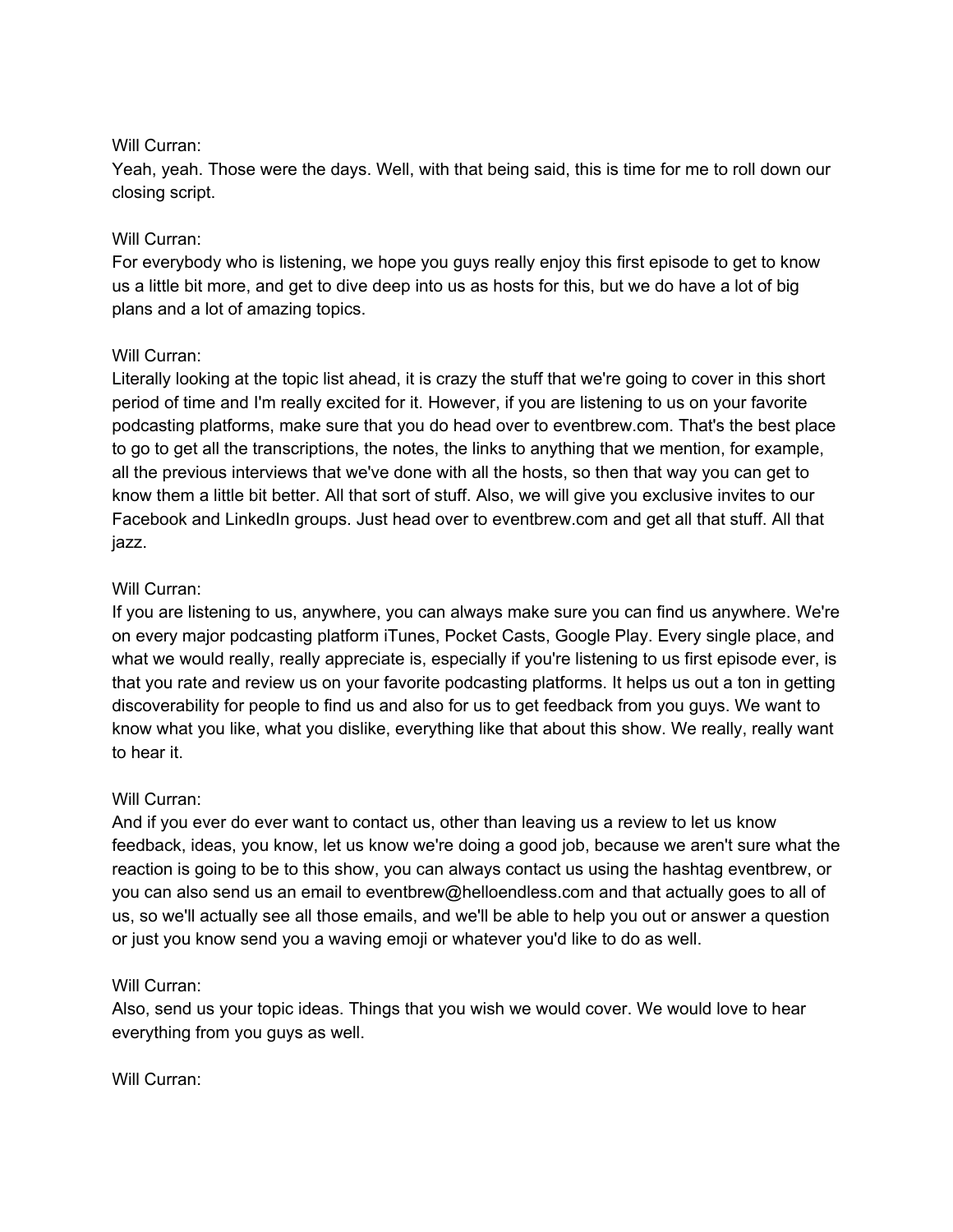Will Curran:
Yeah, yeah. Those were the days. Well, with that being said, this is time for me to roll down our closing script.

Will Curran:
For everybody who is listening, we hope you guys really enjoy this first episode to get to know us a little bit more, and get to dive deep into us as hosts for this, but we do have a lot of big plans and a lot of amazing topics.

Will Curran:
Literally looking at the topic list ahead, it is crazy the stuff that we're going to cover in this short period of time and I'm really excited for it. However, if you are listening to us on your favorite podcasting platforms, make sure that you do head over to eventbrew.com. That's the best place to go to get all the transcriptions, the notes, the links to anything that we mention, for example, all the previous interviews that we've done with all the hosts, so then that way you can get to know them a little bit better. All that sort of stuff. Also, we will give you exclusive invites to our Facebook and LinkedIn groups. Just head over to eventbrew.com and get all that stuff. All that jazz.

Will Curran:
If you are listening to us, anywhere, you can always make sure you can find us anywhere. We're on every major podcasting platform iTunes, Pocket Casts, Google Play. Every single place, and what we would really, really appreciate is, especially if you're listening to us first episode ever, is that you rate and review us on your favorite podcasting platforms. It helps us out a ton in getting discoverability for people to find us and also for us to get feedback from you guys. We want to know what you like, what you dislike, everything like that about this show. We really, really want to hear it.

Will Curran:
And if you ever do ever want to contact us, other than leaving us a review to let us know feedback, ideas, you know, let us know we're doing a good job, because we aren't sure what the reaction is going to be to this show, you can always contact us using the hashtag eventbrew, or you can also send us an email to eventbrew@helloendless.com and that actually goes to all of us, so we'll actually see all those emails, and we'll be able to help you out or answer a question or just you know send you a waving emoji or whatever you'd like to do as well.

Will Curran:
Also, send us your topic ideas. Things that you wish we would cover. We would love to hear everything from you guys as well.

Will Curran: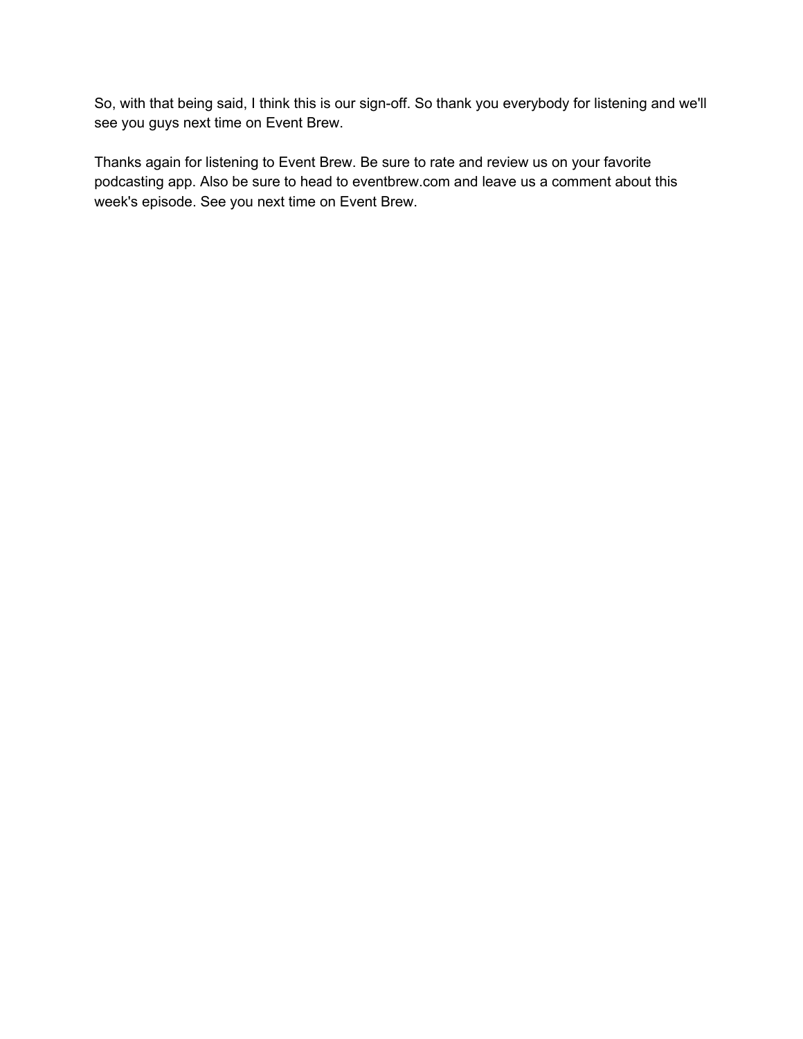So, with that being said, I think this is our sign-off. So thank you everybody for listening and we'll see you guys next time on Event Brew.

Thanks again for listening to Event Brew. Be sure to rate and review us on your favorite podcasting app. Also be sure to head to eventbrew.com and leave us a comment about this week's episode. See you next time on Event Brew.